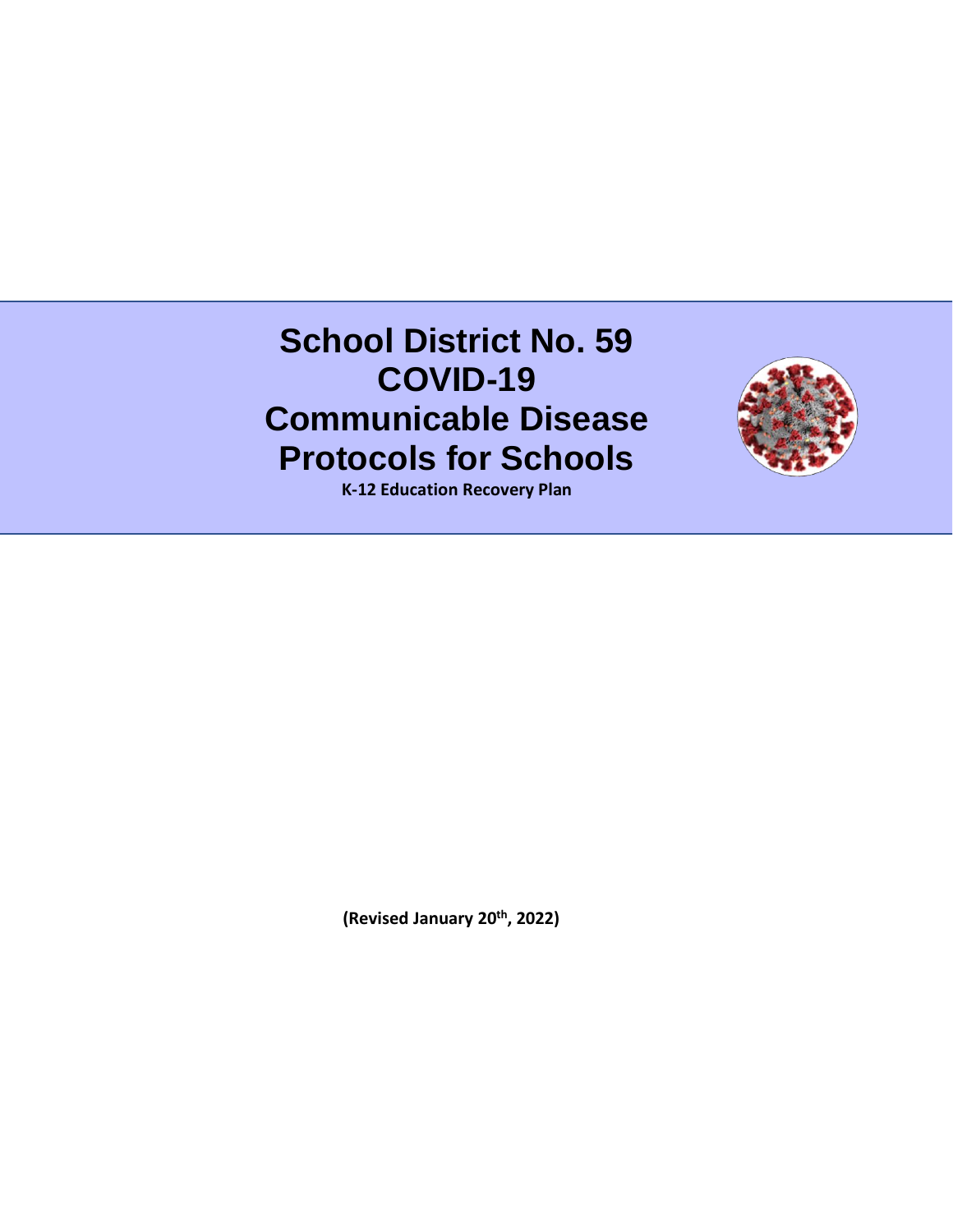# School District No. 59 COVID-19 Communicable Disease Protocols for Schools

**K-12 Education Recovery Plan**

**(Revised January 20th, 2022)**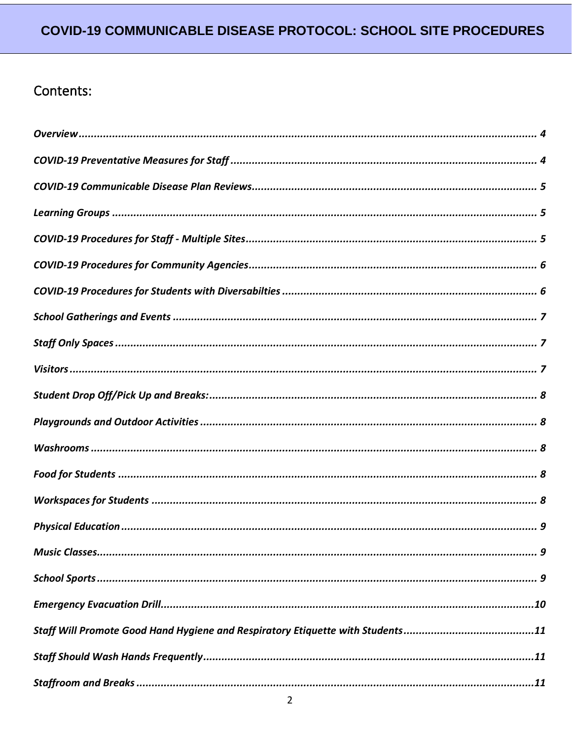# COVID-19 COMMUNICABLE DISEASE PROTOCOL: SCHOOL SITE PROCEDURES

## Contents:

*Overview* ........ 4

*COVID-19 Preventative Measures for Staff* ........ 4

*COVID-19 Communicable Disease Plan Reviews* ........ 5

*Learning Groups* ........ 5

*COVID-19 Procedures for Staff - Multiple Sites* ........ 5

*COVID-19 Procedures for Community Agencies* ........ 6

*COVID-19 Procedures for Students with Diversabilties* ........ 6

*School Gatherings and Events* ........ 7

*Staff Only Spaces* ........ 7

*Visitors* ........ 7

*Student Drop Off/Pick Up and Breaks:* ........ 8

*Playgrounds and Outdoor Activities* ........ 8

*Washrooms* ........ 8

*Food for Students* ........ 8

*Workspaces for Students* ........ 8

*Physical Education* ........ 9

*Music Classes* ........ 9

*School Sports* ........ 9

*Emergency Evacuation Drill* ........ 10

*Staff Will Promote Good Hand Hygiene and Respiratory Etiquette with Students* ........ 11

*Staff Should Wash Hands Frequently* ........ 11

*Staffroom and Breaks* ........ 11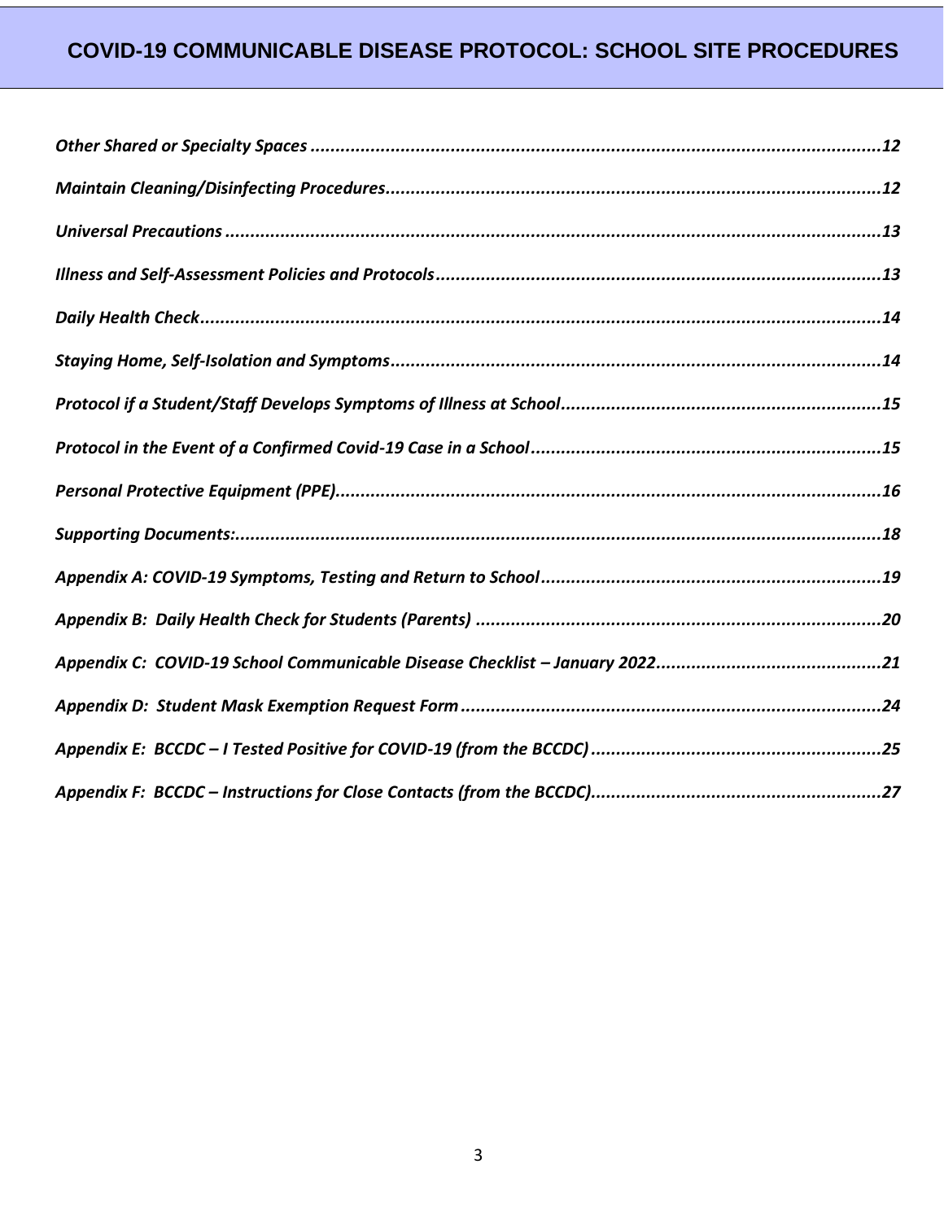*Other Shared or Specialty Spaces ..................................................................................................................12*

*Maintain Cleaning/Disinfecting Procedures...................................................................................................12*

*Universal Precautions ...................................................................................................................................13*

*Illness and Self-Assessment Policies and Protocols........................................................................................13*

*Daily Health Check........................................................................................................................................14*

*Staying Home, Self-Isolation and Symptoms..................................................................................................14*

*Protocol if a Student/Staff Develops Symptoms of Illness at School................................................................15*

*Protocol in the Event of a Confirmed Covid-19 Case in a School.....................................................................15*

*Personal Protective Equipment (PPE)............................................................................................................16*

*Supporting Documents:.................................................................................................................................18*

*Appendix A: COVID-19 Symptoms, Testing and Return to School....................................................................19*

*Appendix B: Daily Health Check for Students (Parents) .................................................................................20*

*Appendix C: COVID-19 School Communicable Disease Checklist – January 2022............................................21*

*Appendix D: Student Mask Exemption Request Form....................................................................................24*

*Appendix E: BCCDC – I Tested Positive for COVID-19 (from the BCCDC)..........................................................25*

*Appendix F: BCCDC – Instructions for Close Contacts (from the BCCDC)..........................................................27*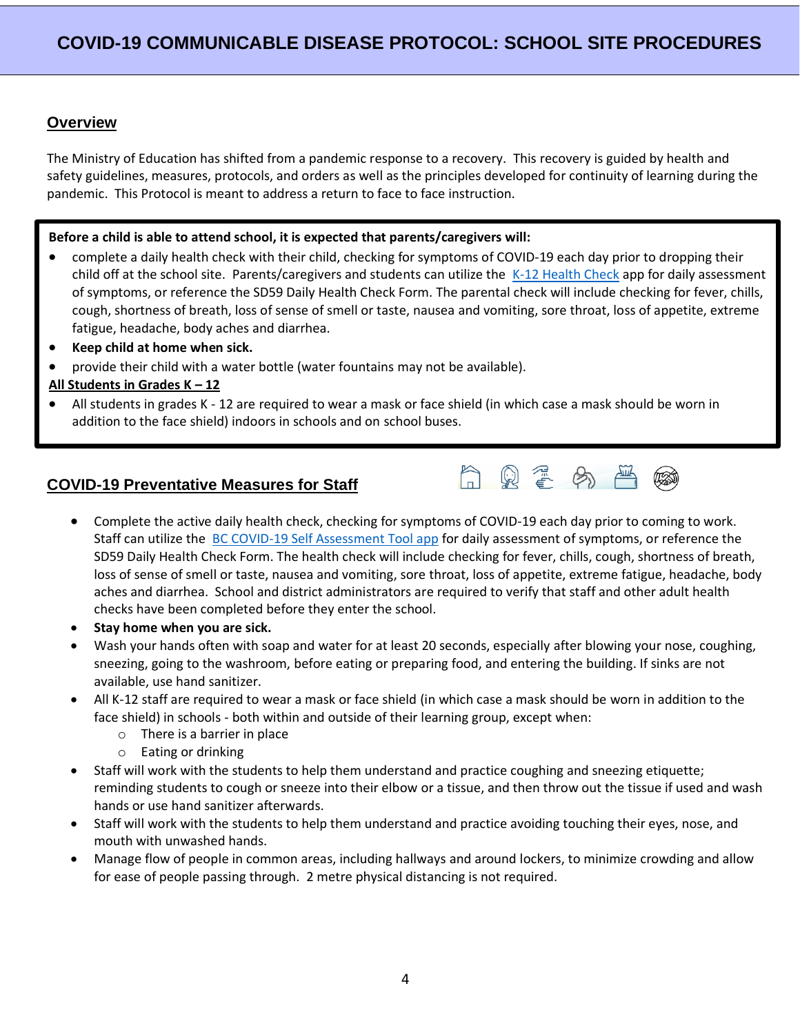# COVID-19 COMMUNICABLE DISEASE PROTOCOL: SCHOOL SITE PROCEDURES

## Overview

The Ministry of Education has shifted from a pandemic response to a recovery. This recovery is guided by health and safety guidelines, measures, protocols, and orders as well as the principles developed for continuity of learning during the pandemic. This Protocol is meant to address a return to face to face instruction.

**Before a child is able to attend school, it is expected that parents/caregivers will:**

- complete a daily health check with their child, checking for symptoms of COVID-19 each day prior to dropping their child off at the school site. Parents/caregivers and students can utilize the K-12 Health Check app for daily assessment of symptoms, or reference the SD59 Daily Health Check Form. The parental check will include checking for fever, chills, cough, shortness of breath, loss of sense of smell or taste, nausea and vomiting, sore throat, loss of appetite, extreme fatigue, headache, body aches and diarrhea.
- **Keep child at home when sick.**
- provide their child with a water bottle (water fountains may not be available).

**All Students in Grades K – 12**

- All students in grades K - 12 are required to wear a mask or face shield (in which case a mask should be worn in addition to the face shield) indoors in schools and on school buses.

## COVID-19 Preventative Measures for Staff

- Complete the active daily health check, checking for symptoms of COVID-19 each day prior to coming to work. Staff can utilize the BC COVID-19 Self Assessment Tool app for daily assessment of symptoms, or reference the SD59 Daily Health Check Form. The health check will include checking for fever, chills, cough, shortness of breath, loss of sense of smell or taste, nausea and vomiting, sore throat, loss of appetite, extreme fatigue, headache, body aches and diarrhea. School and district administrators are required to verify that staff and other adult health checks have been completed before they enter the school.
- **Stay home when you are sick.**
- Wash your hands often with soap and water for at least 20 seconds, especially after blowing your nose, coughing, sneezing, going to the washroom, before eating or preparing food, and entering the building. If sinks are not available, use hand sanitizer.
- All K-12 staff are required to wear a mask or face shield (in which case a mask should be worn in addition to the face shield) in schools - both within and outside of their learning group, except when:
  - There is a barrier in place
  - Eating or drinking
- Staff will work with the students to help them understand and practice coughing and sneezing etiquette; reminding students to cough or sneeze into their elbow or a tissue, and then throw out the tissue if used and wash hands or use hand sanitizer afterwards.
- Staff will work with the students to help them understand and practice avoiding touching their eyes, nose, and mouth with unwashed hands.
- Manage flow of people in common areas, including hallways and around lockers, to minimize crowding and allow for ease of people passing through. 2 metre physical distancing is not required.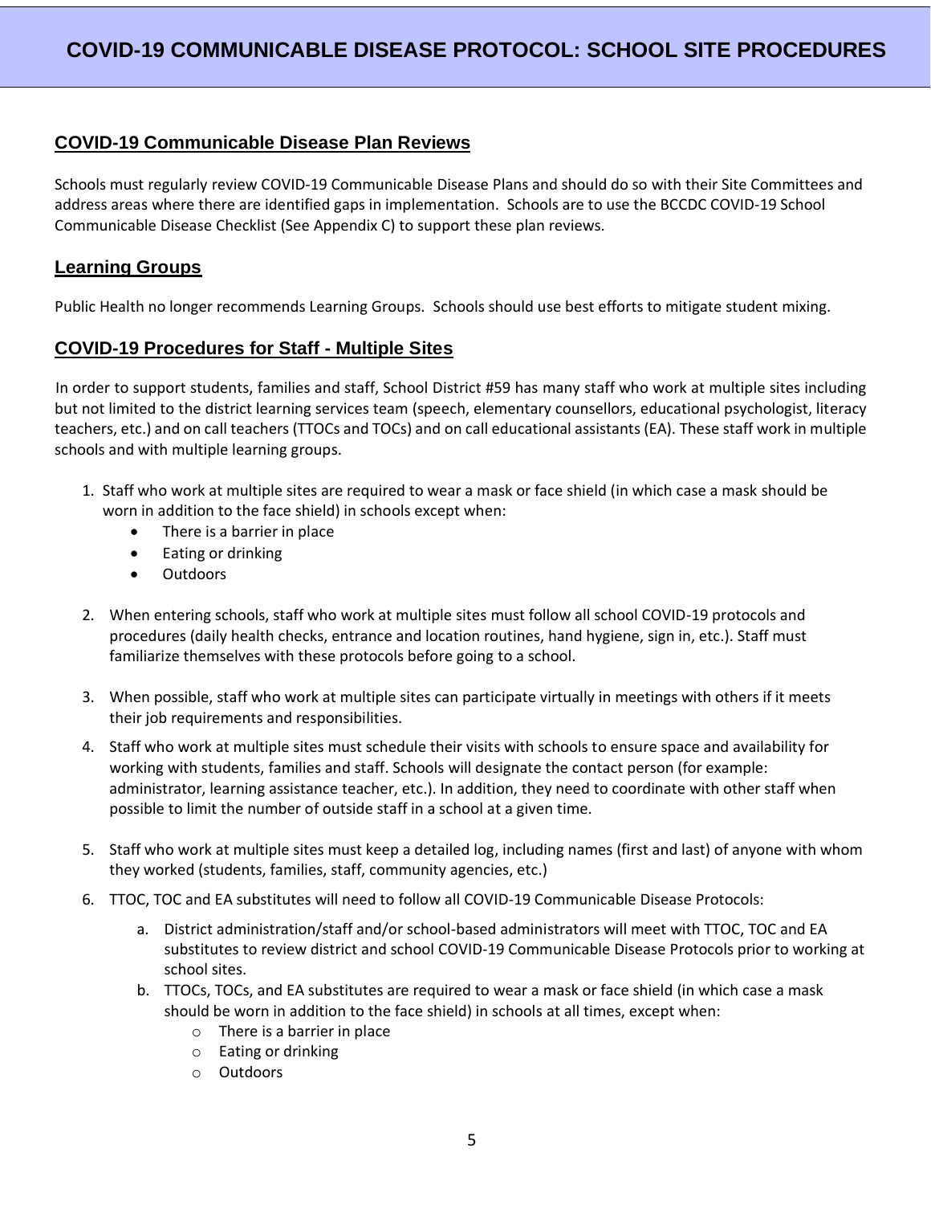# COVID-19 COMMUNICABLE DISEASE PROTOCOL: SCHOOL SITE PROCEDURES

## COVID-19 Communicable Disease Plan Reviews

Schools must regularly review COVID-19 Communicable Disease Plans and should do so with their Site Committees and address areas where there are identified gaps in implementation. Schools are to use the BCCDC COVID-19 School Communicable Disease Checklist (See Appendix C) to support these plan reviews.

## Learning Groups

Public Health no longer recommends Learning Groups. Schools should use best efforts to mitigate student mixing.

## COVID-19 Procedures for Staff - Multiple Sites

In order to support students, families and staff, School District #59 has many staff who work at multiple sites including but not limited to the district learning services team (speech, elementary counsellors, educational psychologist, literacy teachers, etc.) and on call teachers (TTOCs and TOCs) and on call educational assistants (EA). These staff work in multiple schools and with multiple learning groups.

1. Staff who work at multiple sites are required to wear a mask or face shield (in which case a mask should be worn in addition to the face shield) in schools except when:
   - There is a barrier in place
   - Eating or drinking
   - Outdoors
2. When entering schools, staff who work at multiple sites must follow all school COVID-19 protocols and procedures (daily health checks, entrance and location routines, hand hygiene, sign in, etc.). Staff must familiarize themselves with these protocols before going to a school.
3. When possible, staff who work at multiple sites can participate virtually in meetings with others if it meets their job requirements and responsibilities.
4. Staff who work at multiple sites must schedule their visits with schools to ensure space and availability for working with students, families and staff. Schools will designate the contact person (for example: administrator, learning assistance teacher, etc.). In addition, they need to coordinate with other staff when possible to limit the number of outside staff in a school at a given time.
5. Staff who work at multiple sites must keep a detailed log, including names (first and last) of anyone with whom they worked (students, families, staff, community agencies, etc.)
6. TTOC, TOC and EA substitutes will need to follow all COVID-19 Communicable Disease Protocols:
   a. District administration/staff and/or school-based administrators will meet with TTOC, TOC and EA substitutes to review district and school COVID-19 Communicable Disease Protocols prior to working at school sites.
   b. TTOCs, TOCs, and EA substitutes are required to wear a mask or face shield (in which case a mask should be worn in addition to the face shield) in schools at all times, except when:
      - There is a barrier in place
      - Eating or drinking
      - Outdoors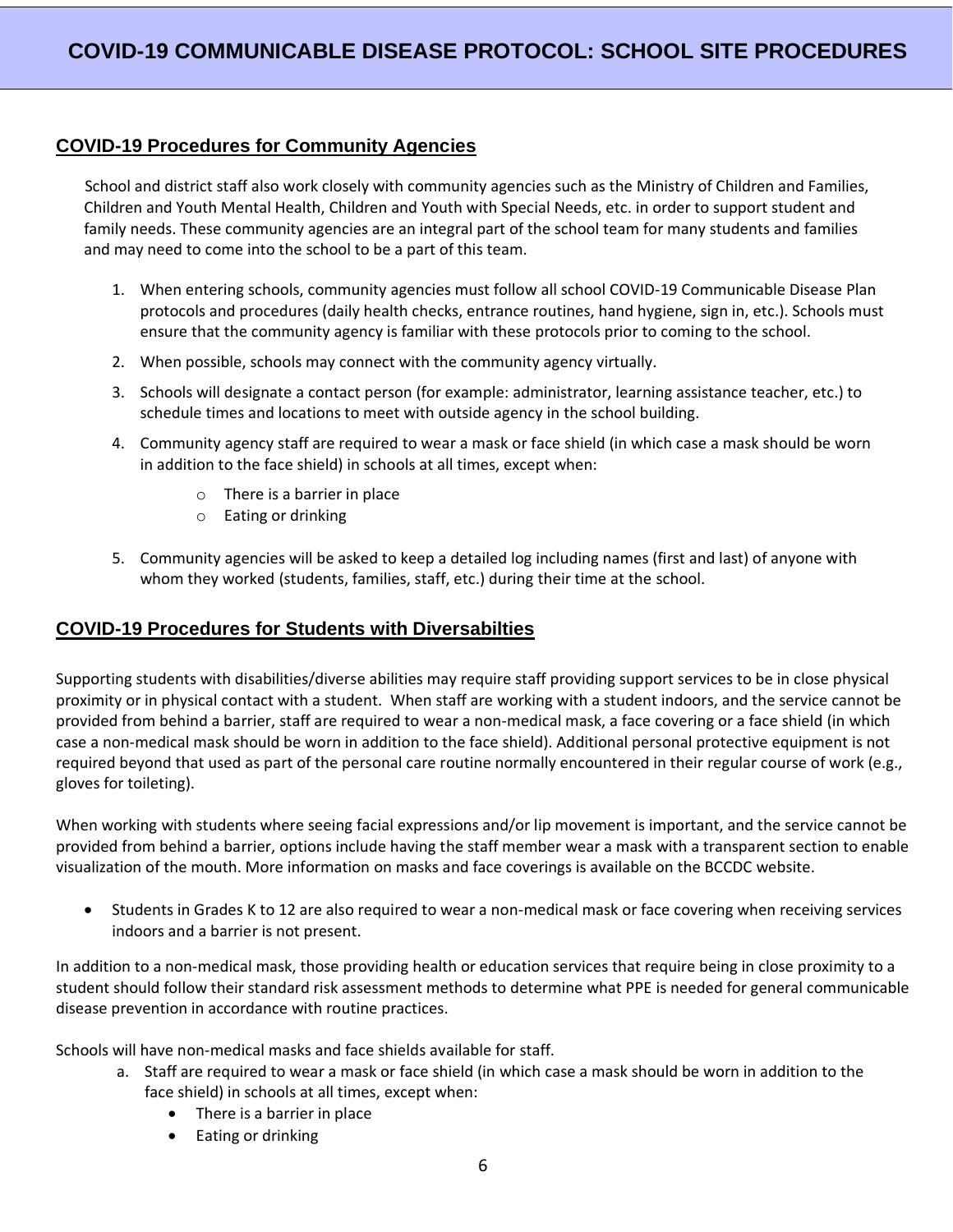# COVID-19 COMMUNICABLE DISEASE PROTOCOL: SCHOOL SITE PROCEDURES

## COVID-19 Procedures for Community Agencies

School and district staff also work closely with community agencies such as the Ministry of Children and Families, Children and Youth Mental Health, Children and Youth with Special Needs, etc. in order to support student and family needs. These community agencies are an integral part of the school team for many students and families and may need to come into the school to be a part of this team.

1. When entering schools, community agencies must follow all school COVID-19 Communicable Disease Plan protocols and procedures (daily health checks, entrance routines, hand hygiene, sign in, etc.). Schools must ensure that the community agency is familiar with these protocols prior to coming to the school.
2. When possible, schools may connect with the community agency virtually.
3. Schools will designate a contact person (for example: administrator, learning assistance teacher, etc.) to schedule times and locations to meet with outside agency in the school building.
4. Community agency staff are required to wear a mask or face shield (in which case a mask should be worn in addition to the face shield) in schools at all times, except when:
   - There is a barrier in place
   - Eating or drinking
5. Community agencies will be asked to keep a detailed log including names (first and last) of anyone with whom they worked (students, families, staff, etc.) during their time at the school.

## COVID-19 Procedures for Students with Diversabilties

Supporting students with disabilities/diverse abilities may require staff providing support services to be in close physical proximity or in physical contact with a student. When staff are working with a student indoors, and the service cannot be provided from behind a barrier, staff are required to wear a non-medical mask, a face covering or a face shield (in which case a non-medical mask should be worn in addition to the face shield). Additional personal protective equipment is not required beyond that used as part of the personal care routine normally encountered in their regular course of work (e.g., gloves for toileting).

When working with students where seeing facial expressions and/or lip movement is important, and the service cannot be provided from behind a barrier, options include having the staff member wear a mask with a transparent section to enable visualization of the mouth. More information on masks and face coverings is available on the BCCDC website.

- Students in Grades K to 12 are also required to wear a non-medical mask or face covering when receiving services indoors and a barrier is not present.

In addition to a non-medical mask, those providing health or education services that require being in close proximity to a student should follow their standard risk assessment methods to determine what PPE is needed for general communicable disease prevention in accordance with routine practices.

Schools will have non-medical masks and face shields available for staff.

a. Staff are required to wear a mask or face shield (in which case a mask should be worn in addition to the face shield) in schools at all times, except when:
   - There is a barrier in place
   - Eating or drinking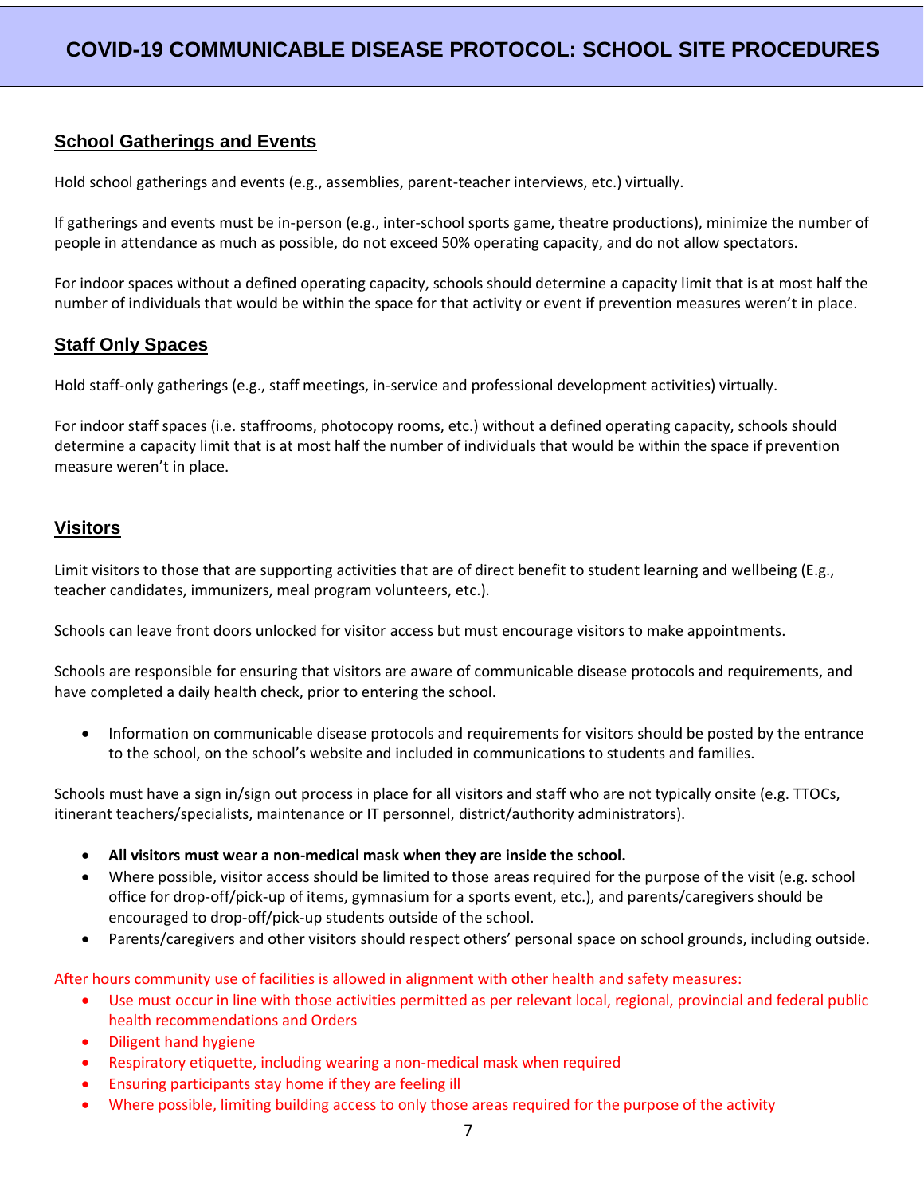## School Gatherings and Events

Hold school gatherings and events (e.g., assemblies, parent-teacher interviews, etc.) virtually.

If gatherings and events must be in-person (e.g., inter-school sports game, theatre productions), minimize the number of people in attendance as much as possible, do not exceed 50% operating capacity, and do not allow spectators.

For indoor spaces without a defined operating capacity, schools should determine a capacity limit that is at most half the number of individuals that would be within the space for that activity or event if prevention measures weren't in place.

## Staff Only Spaces

Hold staff-only gatherings (e.g., staff meetings, in-service and professional development activities) virtually.

For indoor staff spaces (i.e. staffrooms, photocopy rooms, etc.) without a defined operating capacity, schools should determine a capacity limit that is at most half the number of individuals that would be within the space if prevention measure weren't in place.

## Visitors

Limit visitors to those that are supporting activities that are of direct benefit to student learning and wellbeing (E.g., teacher candidates, immunizers, meal program volunteers, etc.).

Schools can leave front doors unlocked for visitor access but must encourage visitors to make appointments.

Schools are responsible for ensuring that visitors are aware of communicable disease protocols and requirements, and have completed a daily health check, prior to entering the school.

- Information on communicable disease protocols and requirements for visitors should be posted by the entrance to the school, on the school's website and included in communications to students and families.

Schools must have a sign in/sign out process in place for all visitors and staff who are not typically onsite (e.g. TTOCs, itinerant teachers/specialists, maintenance or IT personnel, district/authority administrators).

- **All visitors must wear a non-medical mask when they are inside the school.**
- Where possible, visitor access should be limited to those areas required for the purpose of the visit (e.g. school office for drop-off/pick-up of items, gymnasium for a sports event, etc.), and parents/caregivers should be encouraged to drop-off/pick-up students outside of the school.
- Parents/caregivers and other visitors should respect others' personal space on school grounds, including outside.

After hours community use of facilities is allowed in alignment with other health and safety measures:

- Use must occur in line with those activities permitted as per relevant local, regional, provincial and federal public health recommendations and Orders
- Diligent hand hygiene
- Respiratory etiquette, including wearing a non-medical mask when required
- Ensuring participants stay home if they are feeling ill
- Where possible, limiting building access to only those areas required for the purpose of the activity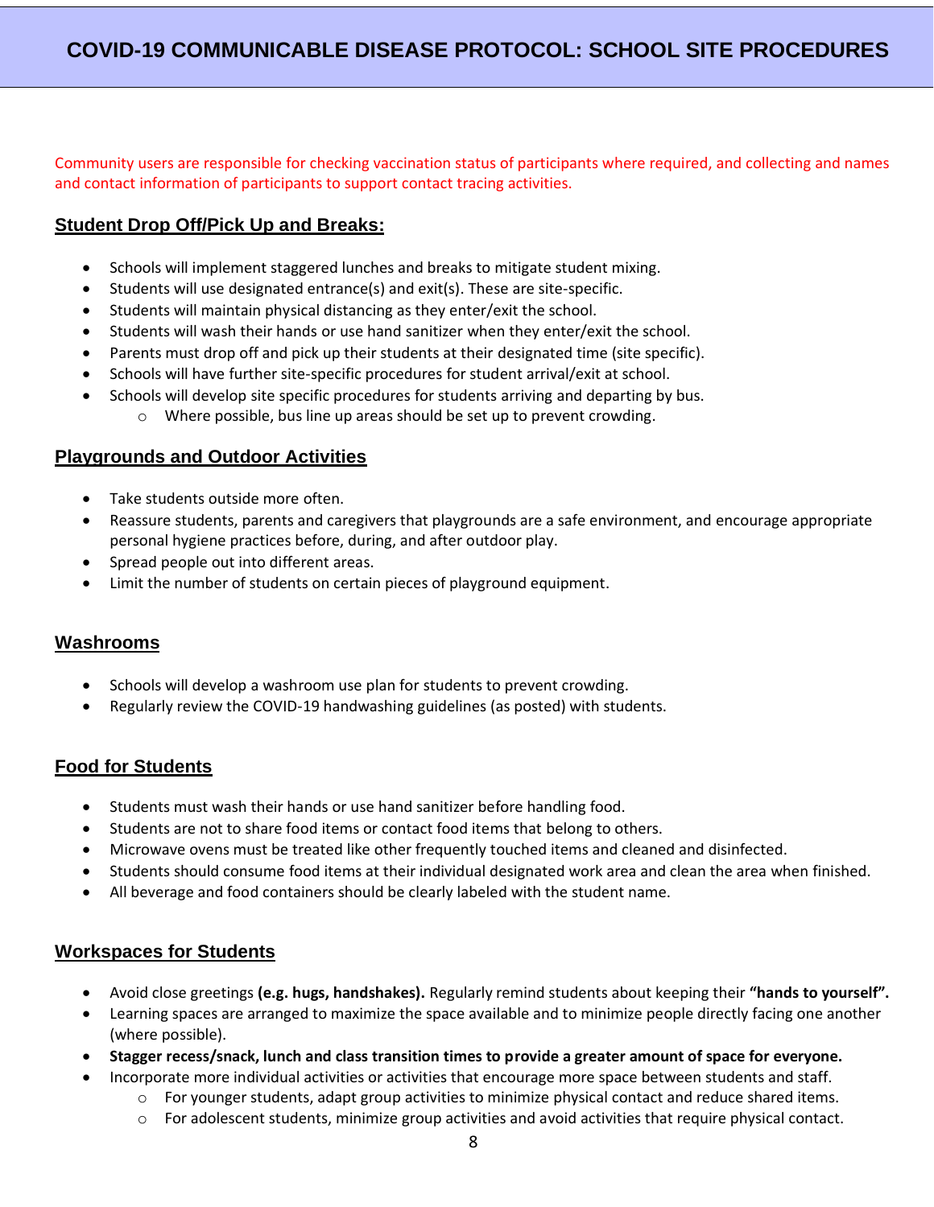# COVID-19 COMMUNICABLE DISEASE PROTOCOL: SCHOOL SITE PROCEDURES

Community users are responsible for checking vaccination status of participants where required, and collecting and names and contact information of participants to support contact tracing activities.

## Student Drop Off/Pick Up and Breaks:

- Schools will implement staggered lunches and breaks to mitigate student mixing.
- Students will use designated entrance(s) and exit(s). These are site-specific.
- Students will maintain physical distancing as they enter/exit the school.
- Students will wash their hands or use hand sanitizer when they enter/exit the school.
- Parents must drop off and pick up their students at their designated time (site specific).
- Schools will have further site-specific procedures for student arrival/exit at school.
- Schools will develop site specific procedures for students arriving and departing by bus.
  - Where possible, bus line up areas should be set up to prevent crowding.

## Playgrounds and Outdoor Activities

- Take students outside more often.
- Reassure students, parents and caregivers that playgrounds are a safe environment, and encourage appropriate personal hygiene practices before, during, and after outdoor play.
- Spread people out into different areas.
- Limit the number of students on certain pieces of playground equipment.

## Washrooms

- Schools will develop a washroom use plan for students to prevent crowding.
- Regularly review the COVID-19 handwashing guidelines (as posted) with students.

## Food for Students

- Students must wash their hands or use hand sanitizer before handling food.
- Students are not to share food items or contact food items that belong to others.
- Microwave ovens must be treated like other frequently touched items and cleaned and disinfected.
- Students should consume food items at their individual designated work area and clean the area when finished.
- All beverage and food containers should be clearly labeled with the student name.

## Workspaces for Students

- Avoid close greetings **(e.g. hugs, handshakes).** Regularly remind students about keeping their **"hands to yourself".**
- Learning spaces are arranged to maximize the space available and to minimize people directly facing one another (where possible).
- **Stagger recess/snack, lunch and class transition times to provide a greater amount of space for everyone.**
- Incorporate more individual activities or activities that encourage more space between students and staff.
  - For younger students, adapt group activities to minimize physical contact and reduce shared items.
  - For adolescent students, minimize group activities and avoid activities that require physical contact.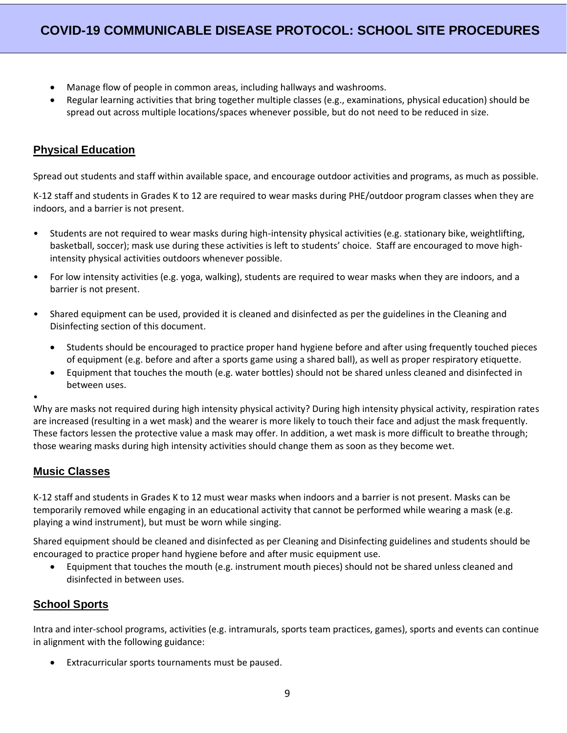- Manage flow of people in common areas, including hallways and washrooms.
- Regular learning activities that bring together multiple classes (e.g., examinations, physical education) should be spread out across multiple locations/spaces whenever possible, but do not need to be reduced in size.

## Physical Education

Spread out students and staff within available space, and encourage outdoor activities and programs, as much as possible.

K-12 staff and students in Grades K to 12 are required to wear masks during PHE/outdoor program classes when they are indoors, and a barrier is not present.

- Students are not required to wear masks during high-intensity physical activities (e.g. stationary bike, weightlifting, basketball, soccer); mask use during these activities is left to students' choice. Staff are encouraged to move high-intensity physical activities outdoors whenever possible.
- For low intensity activities (e.g. yoga, walking), students are required to wear masks when they are indoors, and a barrier is not present.
- Shared equipment can be used, provided it is cleaned and disinfected as per the guidelines in the Cleaning and Disinfecting section of this document.
  - Students should be encouraged to practice proper hand hygiene before and after using frequently touched pieces of equipment (e.g. before and after a sports game using a shared ball), as well as proper respiratory etiquette.
  - Equipment that touches the mouth (e.g. water bottles) should not be shared unless cleaned and disinfected in between uses.

Why are masks not required during high intensity physical activity? During high intensity physical activity, respiration rates are increased (resulting in a wet mask) and the wearer is more likely to touch their face and adjust the mask frequently. These factors lessen the protective value a mask may offer. In addition, a wet mask is more difficult to breathe through; those wearing masks during high intensity activities should change them as soon as they become wet.

## Music Classes

K-12 staff and students in Grades K to 12 must wear masks when indoors and a barrier is not present. Masks can be temporarily removed while engaging in an educational activity that cannot be performed while wearing a mask (e.g. playing a wind instrument), but must be worn while singing.

Shared equipment should be cleaned and disinfected as per Cleaning and Disinfecting guidelines and students should be encouraged to practice proper hand hygiene before and after music equipment use.

- Equipment that touches the mouth (e.g. instrument mouth pieces) should not be shared unless cleaned and disinfected in between uses.

## School Sports

Intra and inter-school programs, activities (e.g. intramurals, sports team practices, games), sports and events can continue in alignment with the following guidance:

- Extracurricular sports tournaments must be paused.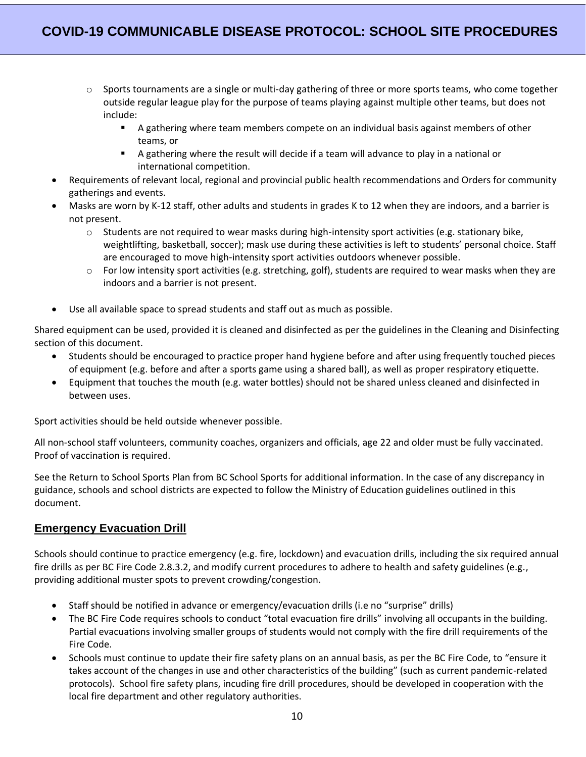- Sports tournaments are a single or multi-day gathering of three or more sports teams, who come together outside regular league play for the purpose of teams playing against multiple other teams, but does not include:
  - A gathering where team members compete on an individual basis against members of other teams, or
  - A gathering where the result will decide if a team will advance to play in a national or international competition.
- Requirements of relevant local, regional and provincial public health recommendations and Orders for community gatherings and events.
- Masks are worn by K-12 staff, other adults and students in grades K to 12 when they are indoors, and a barrier is not present.
  - Students are not required to wear masks during high-intensity sport activities (e.g. stationary bike, weightlifting, basketball, soccer); mask use during these activities is left to students' personal choice. Staff are encouraged to move high-intensity sport activities outdoors whenever possible.
  - For low intensity sport activities (e.g. stretching, golf), students are required to wear masks when they are indoors and a barrier is not present.
- Use all available space to spread students and staff out as much as possible.

Shared equipment can be used, provided it is cleaned and disinfected as per the guidelines in the Cleaning and Disinfecting section of this document.

- Students should be encouraged to practice proper hand hygiene before and after using frequently touched pieces of equipment (e.g. before and after a sports game using a shared ball), as well as proper respiratory etiquette.
- Equipment that touches the mouth (e.g. water bottles) should not be shared unless cleaned and disinfected in between uses.

Sport activities should be held outside whenever possible.

All non-school staff volunteers, community coaches, organizers and officials, age 22 and older must be fully vaccinated. Proof of vaccination is required.

See the Return to School Sports Plan from BC School Sports for additional information. In the case of any discrepancy in guidance, schools and school districts are expected to follow the Ministry of Education guidelines outlined in this document.

## Emergency Evacuation Drill

Schools should continue to practice emergency (e.g. fire, lockdown) and evacuation drills, including the six required annual fire drills as per BC Fire Code 2.8.3.2, and modify current procedures to adhere to health and safety guidelines (e.g., providing additional muster spots to prevent crowding/congestion.

- Staff should be notified in advance or emergency/evacuation drills (i.e no "surprise" drills)
- The BC Fire Code requires schools to conduct "total evacuation fire drills" involving all occupants in the building. Partial evacuations involving smaller groups of students would not comply with the fire drill requirements of the Fire Code.
- Schools must continue to update their fire safety plans on an annual basis, as per the BC Fire Code, to "ensure it takes account of the changes in use and other characteristics of the building" (such as current pandemic-related protocols). School fire safety plans, incuding fire drill procedures, should be developed in cooperation with the local fire department and other regulatory authorities.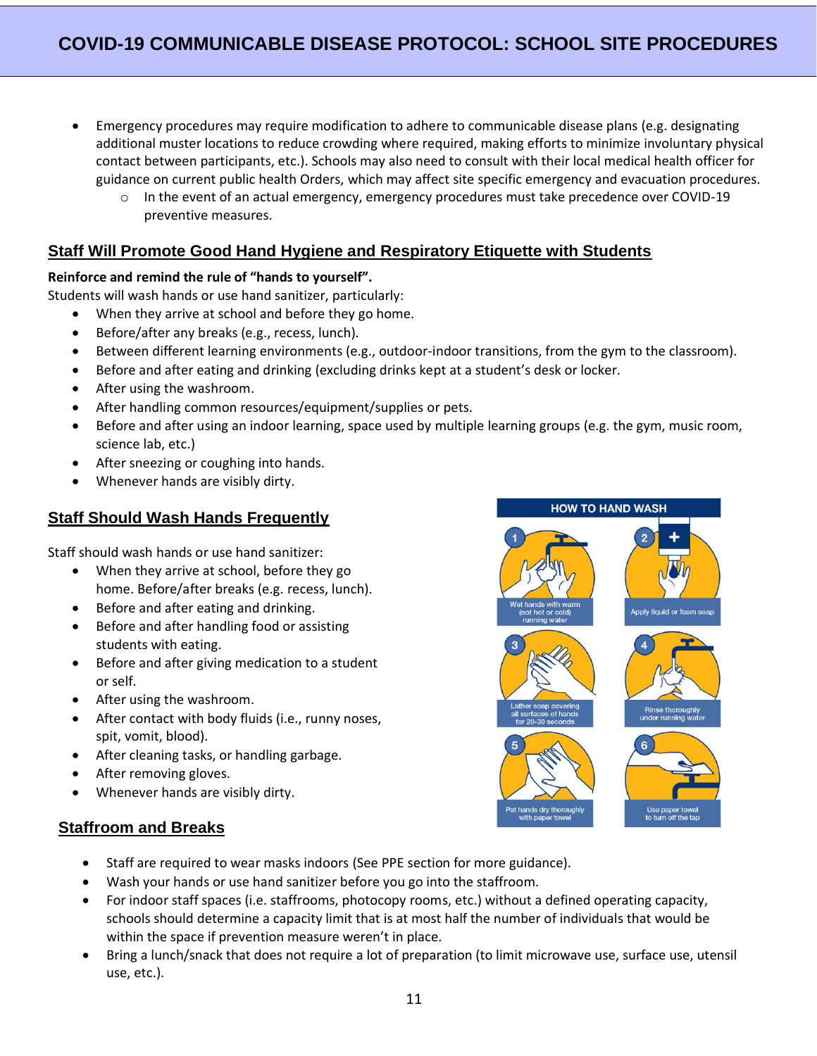- Emergency procedures may require modification to adhere to communicable disease plans (e.g. designating additional muster locations to reduce crowding where required, making efforts to minimize involuntary physical contact between participants, etc.). Schools may also need to consult with their local medical health officer for guidance on current public health Orders, which may affect site specific emergency and evacuation procedures.
  - In the event of an actual emergency, emergency procedures must take precedence over COVID-19 preventive measures.

## Staff Will Promote Good Hand Hygiene and Respiratory Etiquette with Students

**Reinforce and remind the rule of "hands to yourself".**

Students will wash hands or use hand sanitizer, particularly:

- When they arrive at school and before they go home.
- Before/after any breaks (e.g., recess, lunch).
- Between different learning environments (e.g., outdoor-indoor transitions, from the gym to the classroom).
- Before and after eating and drinking (excluding drinks kept at a student's desk or locker.
- After using the washroom.
- After handling common resources/equipment/supplies or pets.
- Before and after using an indoor learning, space used by multiple learning groups (e.g. the gym, music room, science lab, etc.)
- After sneezing or coughing into hands.
- Whenever hands are visibly dirty.

## Staff Should Wash Hands Frequently

Staff should wash hands or use hand sanitizer:

- When they arrive at school, before they go home. Before/after breaks (e.g. recess, lunch).
- Before and after eating and drinking.
- Before and after handling food or assisting students with eating.
- Before and after giving medication to a student or self.
- After using the washroom.
- After contact with body fluids (i.e., runny noses, spit, vomit, blood).
- After cleaning tasks, or handling garbage.
- After removing gloves.
- Whenever hands are visibly dirty.

**HOW TO HAND WASH**

1. Wet hands with warm (not hot or cold) running water
2. Apply liquid or foam soap
3. Lather soap covering all surfaces of hands for 20-30 seconds
4. Rinse thoroughly under running water
5. Pat hands dry thoroughly with paper towel
6. Use paper towel to turn off the tap

## Staffroom and Breaks

- Staff are required to wear masks indoors (See PPE section for more guidance).
- Wash your hands or use hand sanitizer before you go into the staffroom.
- For indoor staff spaces (i.e. staffrooms, photocopy rooms, etc.) without a defined operating capacity, schools should determine a capacity limit that is at most half the number of individuals that would be within the space if prevention measure weren't in place.
- Bring a lunch/snack that does not require a lot of preparation (to limit microwave use, surface use, utensil use, etc.).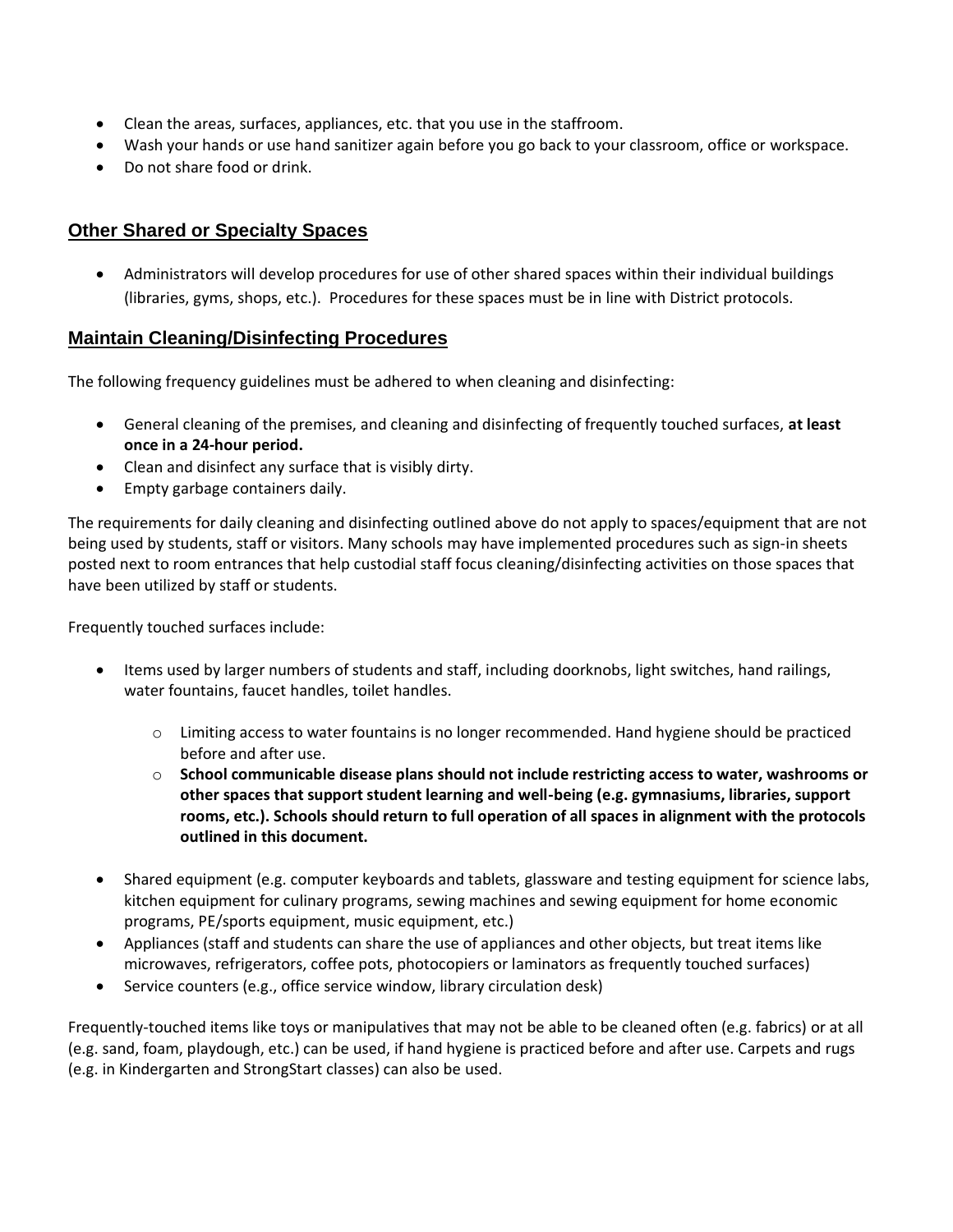- Clean the areas, surfaces, appliances, etc. that you use in the staffroom.
- Wash your hands or use hand sanitizer again before you go back to your classroom, office or workspace.
- Do not share food or drink.

## Other Shared or Specialty Spaces

- Administrators will develop procedures for use of other shared spaces within their individual buildings (libraries, gyms, shops, etc.). Procedures for these spaces must be in line with District protocols.

## Maintain Cleaning/Disinfecting Procedures

The following frequency guidelines must be adhered to when cleaning and disinfecting:

- General cleaning of the premises, and cleaning and disinfecting of frequently touched surfaces, **at least once in a 24-hour period.**
- Clean and disinfect any surface that is visibly dirty.
- Empty garbage containers daily.

The requirements for daily cleaning and disinfecting outlined above do not apply to spaces/equipment that are not being used by students, staff or visitors. Many schools may have implemented procedures such as sign-in sheets posted next to room entrances that help custodial staff focus cleaning/disinfecting activities on those spaces that have been utilized by staff or students.

Frequently touched surfaces include:

- Items used by larger numbers of students and staff, including doorknobs, light switches, hand railings, water fountains, faucet handles, toilet handles.
  - Limiting access to water fountains is no longer recommended. Hand hygiene should be practiced before and after use.
  - **School communicable disease plans should not include restricting access to water, washrooms or other spaces that support student learning and well-being (e.g. gymnasiums, libraries, support rooms, etc.). Schools should return to full operation of all spaces in alignment with the protocols outlined in this document.**
- Shared equipment (e.g. computer keyboards and tablets, glassware and testing equipment for science labs, kitchen equipment for culinary programs, sewing machines and sewing equipment for home economic programs, PE/sports equipment, music equipment, etc.)
- Appliances (staff and students can share the use of appliances and other objects, but treat items like microwaves, refrigerators, coffee pots, photocopiers or laminators as frequently touched surfaces)
- Service counters (e.g., office service window, library circulation desk)

Frequently-touched items like toys or manipulatives that may not be able to be cleaned often (e.g. fabrics) or at all (e.g. sand, foam, playdough, etc.) can be used, if hand hygiene is practiced before and after use. Carpets and rugs (e.g. in Kindergarten and StrongStart classes) can also be used.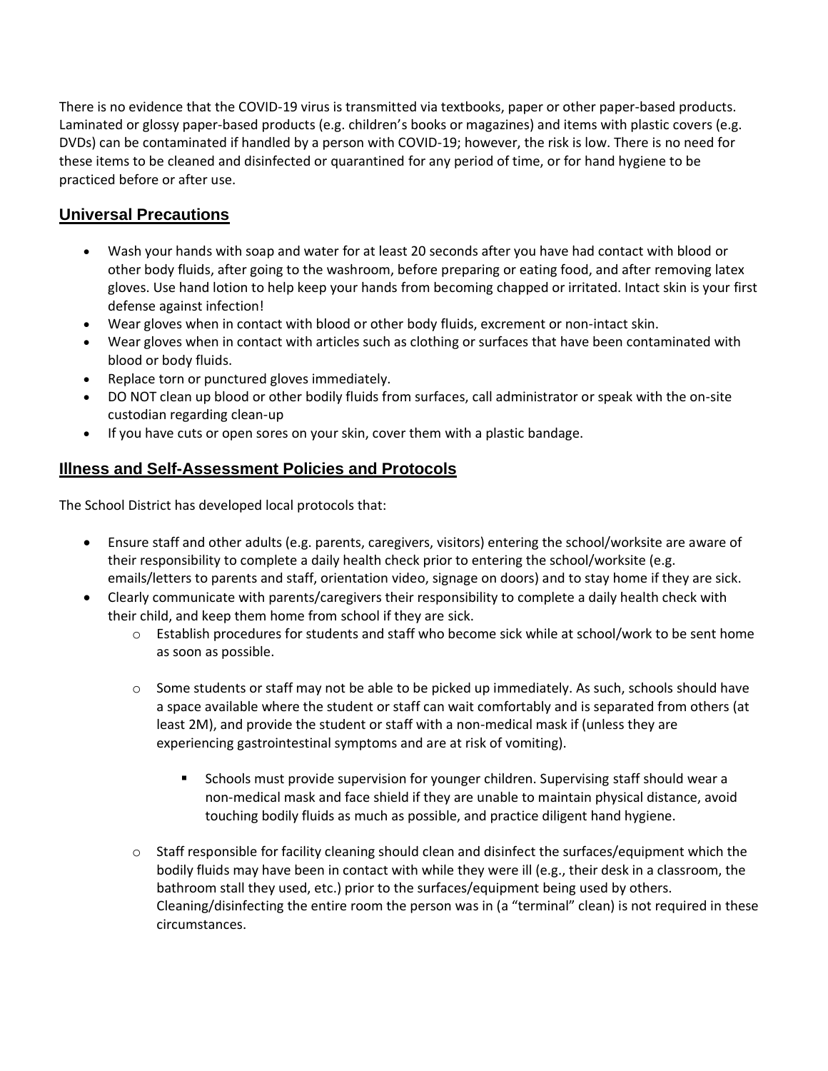There is no evidence that the COVID-19 virus is transmitted via textbooks, paper or other paper-based products. Laminated or glossy paper-based products (e.g. children's books or magazines) and items with plastic covers (e.g. DVDs) can be contaminated if handled by a person with COVID-19; however, the risk is low. There is no need for these items to be cleaned and disinfected or quarantined for any period of time, or for hand hygiene to be practiced before or after use.

## Universal Precautions

- Wash your hands with soap and water for at least 20 seconds after you have had contact with blood or other body fluids, after going to the washroom, before preparing or eating food, and after removing latex gloves. Use hand lotion to help keep your hands from becoming chapped or irritated. Intact skin is your first defense against infection!
- Wear gloves when in contact with blood or other body fluids, excrement or non-intact skin.
- Wear gloves when in contact with articles such as clothing or surfaces that have been contaminated with blood or body fluids.
- Replace torn or punctured gloves immediately.
- DO NOT clean up blood or other bodily fluids from surfaces, call administrator or speak with the on-site custodian regarding clean-up
- If you have cuts or open sores on your skin, cover them with a plastic bandage.

## Illness and Self-Assessment Policies and Protocols

The School District has developed local protocols that:

- Ensure staff and other adults (e.g. parents, caregivers, visitors) entering the school/worksite are aware of their responsibility to complete a daily health check prior to entering the school/worksite (e.g. emails/letters to parents and staff, orientation video, signage on doors) and to stay home if they are sick.
- Clearly communicate with parents/caregivers their responsibility to complete a daily health check with their child, and keep them home from school if they are sick.
  - Establish procedures for students and staff who become sick while at school/work to be sent home as soon as possible.
  - Some students or staff may not be able to be picked up immediately. As such, schools should have a space available where the student or staff can wait comfortably and is separated from others (at least 2M), and provide the student or staff with a non-medical mask if (unless they are experiencing gastrointestinal symptoms and are at risk of vomiting).
    - Schools must provide supervision for younger children. Supervising staff should wear a non-medical mask and face shield if they are unable to maintain physical distance, avoid touching bodily fluids as much as possible, and practice diligent hand hygiene.
  - Staff responsible for facility cleaning should clean and disinfect the surfaces/equipment which the bodily fluids may have been in contact with while they were ill (e.g., their desk in a classroom, the bathroom stall they used, etc.) prior to the surfaces/equipment being used by others. Cleaning/disinfecting the entire room the person was in (a "terminal" clean) is not required in these circumstances.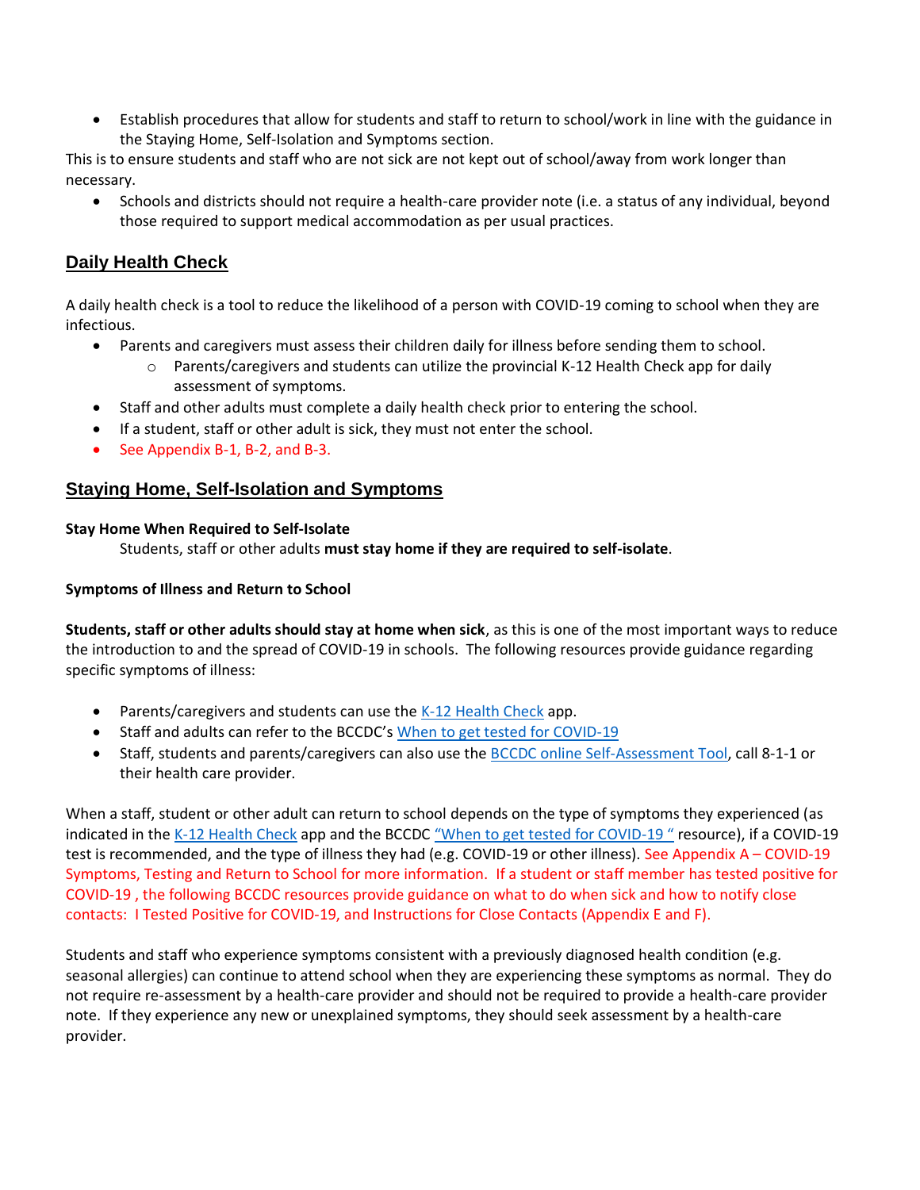- Establish procedures that allow for students and staff to return to school/work in line with the guidance in the Staying Home, Self-Isolation and Symptoms section.

This is to ensure students and staff who are not sick are not kept out of school/away from work longer than necessary.

- Schools and districts should not require a health-care provider note (i.e. a status of any individual, beyond those required to support medical accommodation as per usual practices.

## Daily Health Check

A daily health check is a tool to reduce the likelihood of a person with COVID-19 coming to school when they are infectious.

- Parents and caregivers must assess their children daily for illness before sending them to school.
  - Parents/caregivers and students can utilize the provincial K-12 Health Check app for daily assessment of symptoms.
- Staff and other adults must complete a daily health check prior to entering the school.
- If a student, staff or other adult is sick, they must not enter the school.
- See Appendix B-1, B-2, and B-3.

## Staying Home, Self-Isolation and Symptoms

**Stay Home When Required to Self-Isolate**

Students, staff or other adults **must stay home if they are required to self-isolate**.

**Symptoms of Illness and Return to School**

**Students, staff or other adults should stay at home when sick**, as this is one of the most important ways to reduce the introduction to and the spread of COVID-19 in schools. The following resources provide guidance regarding specific symptoms of illness:

- Parents/caregivers and students can use the K-12 Health Check app.
- Staff and adults can refer to the BCCDC's When to get tested for COVID-19
- Staff, students and parents/caregivers can also use the BCCDC online Self-Assessment Tool, call 8-1-1 or their health care provider.

When a staff, student or other adult can return to school depends on the type of symptoms they experienced (as indicated in the K-12 Health Check app and the BCCDC "When to get tested for COVID-19 " resource), if a COVID-19 test is recommended, and the type of illness they had (e.g. COVID-19 or other illness). See Appendix A – COVID-19 Symptoms, Testing and Return to School for more information. If a student or staff member has tested positive for COVID-19 , the following BCCDC resources provide guidance on what to do when sick and how to notify close contacts: I Tested Positive for COVID-19, and Instructions for Close Contacts (Appendix E and F).

Students and staff who experience symptoms consistent with a previously diagnosed health condition (e.g. seasonal allergies) can continue to attend school when they are experiencing these symptoms as normal. They do not require re-assessment by a health-care provider and should not be required to provide a health-care provider note. If they experience any new or unexplained symptoms, they should seek assessment by a health-care provider.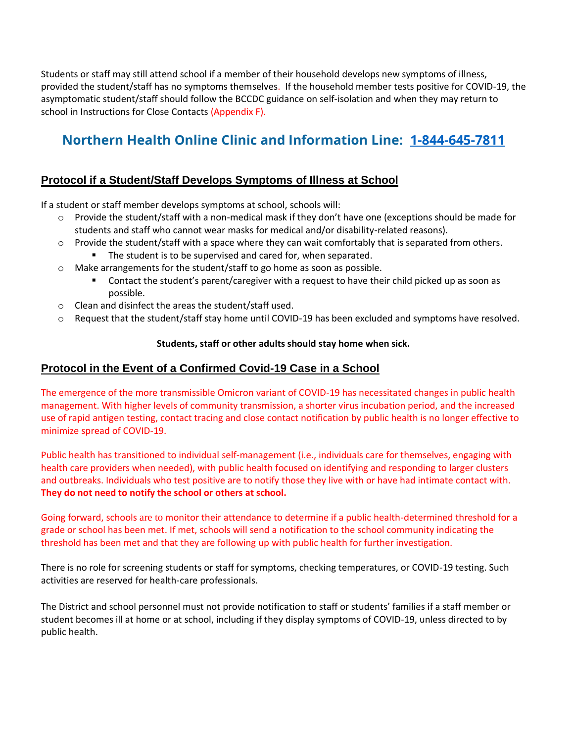Students or staff may still attend school if a member of their household develops new symptoms of illness, provided the student/staff has no symptoms themselves. If the household member tests positive for COVID-19, the asymptomatic student/staff should follow the BCCDC guidance on self-isolation and when they may return to school in Instructions for Close Contacts (Appendix F).

## Northern Health Online Clinic and Information Line: 1-844-645-7811

### Protocol if a Student/Staff Develops Symptoms of Illness at School

If a student or staff member develops symptoms at school, schools will:

- Provide the student/staff with a non-medical mask if they don't have one (exceptions should be made for students and staff who cannot wear masks for medical and/or disability-related reasons).
- Provide the student/staff with a space where they can wait comfortably that is separated from others.
  - The student is to be supervised and cared for, when separated.
- Make arrangements for the student/staff to go home as soon as possible.
  - Contact the student's parent/caregiver with a request to have their child picked up as soon as possible.
- Clean and disinfect the areas the student/staff used.
- Request that the student/staff stay home until COVID-19 has been excluded and symptoms have resolved.

**Students, staff or other adults should stay home when sick.**

### Protocol in the Event of a Confirmed Covid-19 Case in a School

The emergence of the more transmissible Omicron variant of COVID-19 has necessitated changes in public health management. With higher levels of community transmission, a shorter virus incubation period, and the increased use of rapid antigen testing, contact tracing and close contact notification by public health is no longer effective to minimize spread of COVID-19.

Public health has transitioned to individual self-management (i.e., individuals care for themselves, engaging with health care providers when needed), with public health focused on identifying and responding to larger clusters and outbreaks. Individuals who test positive are to notify those they live with or have had intimate contact with. **They do not need to notify the school or others at school.**

Going forward, schools are to monitor their attendance to determine if a public health-determined threshold for a grade or school has been met. If met, schools will send a notification to the school community indicating the threshold has been met and that they are following up with public health for further investigation.

There is no role for screening students or staff for symptoms, checking temperatures, or COVID-19 testing. Such activities are reserved for health-care professionals.

The District and school personnel must not provide notification to staff or students' families if a staff member or student becomes ill at home or at school, including if they display symptoms of COVID-19, unless directed to by public health.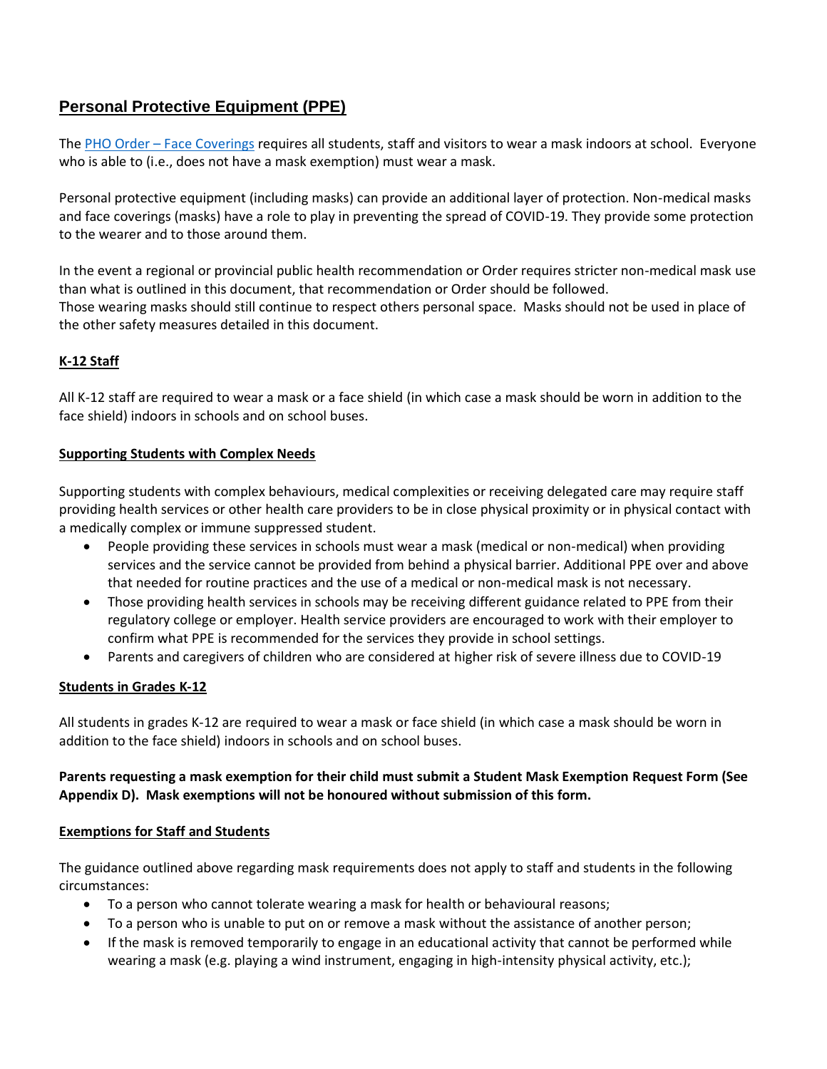## Personal Protective Equipment (PPE)

The [PHO Order – Face Coverings](#) requires all students, staff and visitors to wear a mask indoors at school. Everyone who is able to (i.e., does not have a mask exemption) must wear a mask.

Personal protective equipment (including masks) can provide an additional layer of protection. Non-medical masks and face coverings (masks) have a role to play in preventing the spread of COVID-19. They provide some protection to the wearer and to those around them.

In the event a regional or provincial public health recommendation or Order requires stricter non-medical mask use than what is outlined in this document, that recommendation or Order should be followed.
Those wearing masks should still continue to respect others personal space. Masks should not be used in place of the other safety measures detailed in this document.

### K-12 Staff

All K-12 staff are required to wear a mask or a face shield (in which case a mask should be worn in addition to the face shield) indoors in schools and on school buses.

### Supporting Students with Complex Needs

Supporting students with complex behaviours, medical complexities or receiving delegated care may require staff providing health services or other health care providers to be in close physical proximity or in physical contact with a medically complex or immune suppressed student.

- People providing these services in schools must wear a mask (medical or non-medical) when providing services and the service cannot be provided from behind a physical barrier. Additional PPE over and above that needed for routine practices and the use of a medical or non-medical mask is not necessary.
- Those providing health services in schools may be receiving different guidance related to PPE from their regulatory college or employer. Health service providers are encouraged to work with their employer to confirm what PPE is recommended for the services they provide in school settings.
- Parents and caregivers of children who are considered at higher risk of severe illness due to COVID-19

### Students in Grades K-12

All students in grades K-12 are required to wear a mask or face shield (in which case a mask should be worn in addition to the face shield) indoors in schools and on school buses.

**Parents requesting a mask exemption for their child must submit a Student Mask Exemption Request Form (See Appendix D). Mask exemptions will not be honoured without submission of this form.**

### Exemptions for Staff and Students

The guidance outlined above regarding mask requirements does not apply to staff and students in the following circumstances:

- To a person who cannot tolerate wearing a mask for health or behavioural reasons;
- To a person who is unable to put on or remove a mask without the assistance of another person;
- If the mask is removed temporarily to engage in an educational activity that cannot be performed while wearing a mask (e.g. playing a wind instrument, engaging in high-intensity physical activity, etc.);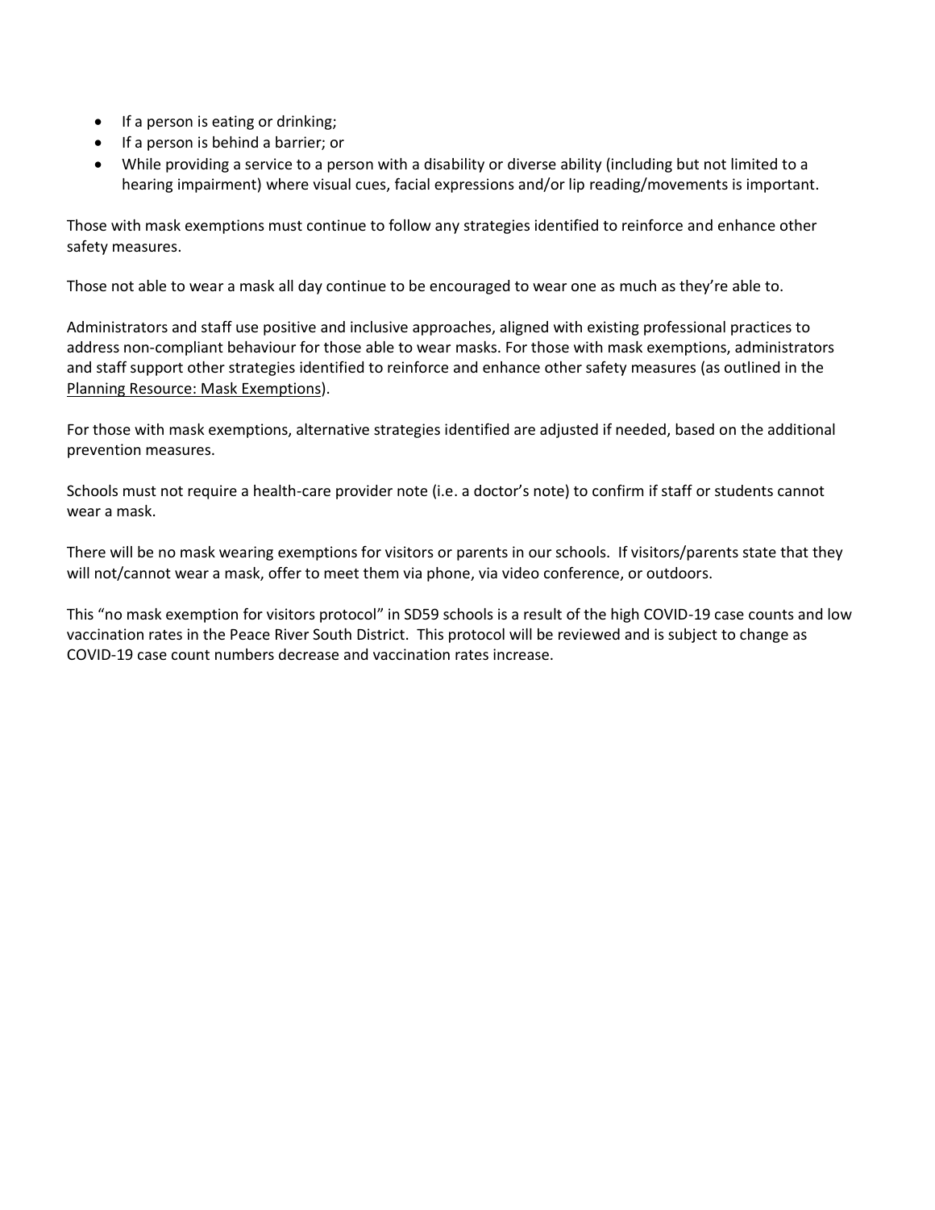- If a person is eating or drinking;
- If a person is behind a barrier; or
- While providing a service to a person with a disability or diverse ability (including but not limited to a hearing impairment) where visual cues, facial expressions and/or lip reading/movements is important.

Those with mask exemptions must continue to follow any strategies identified to reinforce and enhance other safety measures.

Those not able to wear a mask all day continue to be encouraged to wear one as much as they're able to.

Administrators and staff use positive and inclusive approaches, aligned with existing professional practices to address non-compliant behaviour for those able to wear masks. For those with mask exemptions, administrators and staff support other strategies identified to reinforce and enhance other safety measures (as outlined in the Planning Resource: Mask Exemptions).

For those with mask exemptions, alternative strategies identified are adjusted if needed, based on the additional prevention measures.

Schools must not require a health-care provider note (i.e. a doctor's note) to confirm if staff or students cannot wear a mask.

There will be no mask wearing exemptions for visitors or parents in our schools. If visitors/parents state that they will not/cannot wear a mask, offer to meet them via phone, via video conference, or outdoors.

This "no mask exemption for visitors protocol" in SD59 schools is a result of the high COVID-19 case counts and low vaccination rates in the Peace River South District. This protocol will be reviewed and is subject to change as COVID-19 case count numbers decrease and vaccination rates increase.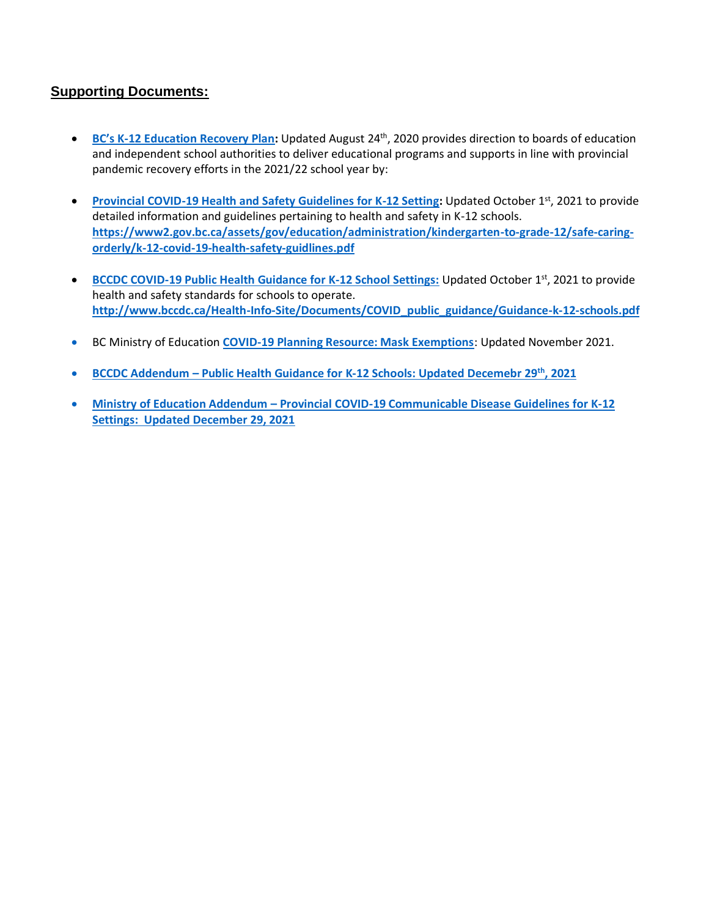## Supporting Documents:

- **BC's K-12 Education Recovery Plan:** Updated August 24th, 2020 provides direction to boards of education and independent school authorities to deliver educational programs and supports in line with provincial pandemic recovery efforts in the 2021/22 school year by:

- **Provincial COVID-19 Health and Safety Guidelines for K-12 Setting:** Updated October 1st, 2021 to provide detailed information and guidelines pertaining to health and safety in K-12 schools. **https://www2.gov.bc.ca/assets/gov/education/administration/kindergarten-to-grade-12/safe-caring-orderly/k-12-covid-19-health-safety-guidlines.pdf**

- **BCCDC COVID-19 Public Health Guidance for K-12 School Settings:** Updated October 1st, 2021 to provide health and safety standards for schools to operate. **http://www.bccdc.ca/Health-Info-Site/Documents/COVID_public_guidance/Guidance-k-12-schools.pdf**

- BC Ministry of Education **COVID-19 Planning Resource: Mask Exemptions**: Updated November 2021.

- **BCCDC Addendum – Public Health Guidance for K-12 Schools: Updated Decemebr 29th, 2021**

- **Ministry of Education Addendum – Provincial COVID-19 Communicable Disease Guidelines for K-12 Settings: Updated December 29, 2021**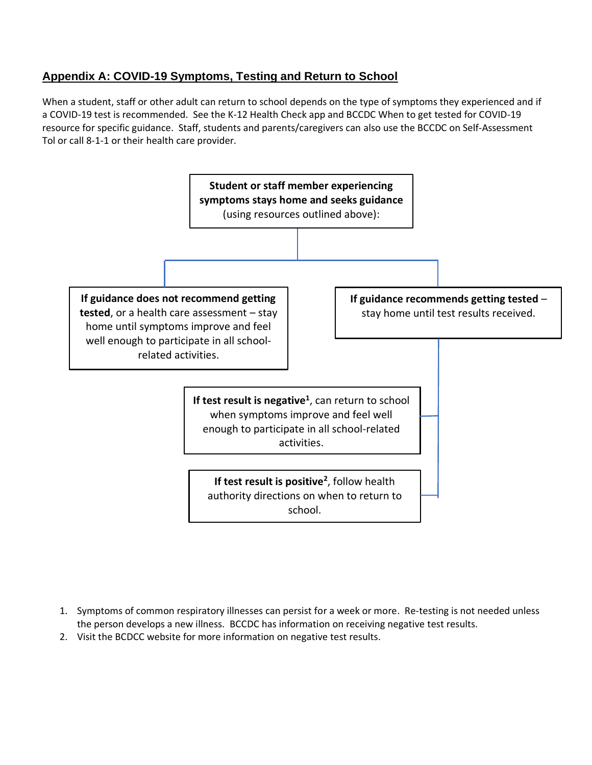## Appendix A: COVID-19 Symptoms, Testing and Return to School

When a student, staff or other adult can return to school depends on the type of symptoms they experienced and if a COVID-19 test is recommended. See the K-12 Health Check app and BCCDC When to get tested for COVID-19 resource for specific guidance. Staff, students and parents/caregivers can also use the BCCDC on Self-Assessment Tol or call 8-1-1 or their health care provider.

**Student or staff member experiencing symptoms stays home and seeks guidance** (using resources outlined above):

- **If guidance does not recommend getting tested**, or a health care assessment – stay home until symptoms improve and feel well enough to participate in all school-related activities.
- **If guidance recommends getting tested** – stay home until test results received.
  - **If test result is negative**[1], can return to school when symptoms improve and feel well enough to participate in all school-related activities.
  - **If test result is positive**[2], follow health authority directions on when to return to school.

1. Symptoms of common respiratory illnesses can persist for a week or more. Re-testing is not needed unless the person develops a new illness. BCCDC has information on receiving negative test results.
2. Visit the BCDCC website for more information on negative test results.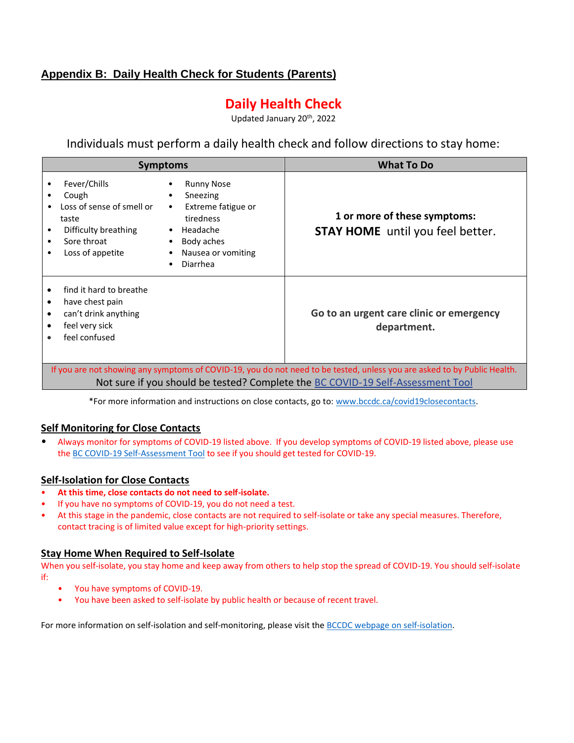## Appendix B: Daily Health Check for Students (Parents)

# Daily Health Check

Updated January 20th, 2022

Individuals must perform a daily health check and follow directions to stay home:

| Symptoms | What To Do |
|---|---|
| • Fever/Chills<br>• Cough<br>• Loss of sense of smell or taste<br>• Difficulty breathing<br>• Sore throat<br>• Loss of appetite<br>• Runny Nose<br>• Sneezing<br>• Extreme fatigue or tiredness<br>• Headache<br>• Body aches<br>• Nausea or vomiting<br>• Diarrhea | **1 or more of these symptoms:**<br>**STAY HOME** until you feel better. |
| • find it hard to breathe<br>• have chest pain<br>• can't drink anything<br>• feel very sick<br>• feel confused | **Go to an urgent care clinic or emergency department.** |
| If you are not showing any symptoms of COVID-19, you do not need to be tested, unless you are asked to by Public Health.<br>Not sure if you should be tested? Complete the BC COVID-19 Self-Assessment Tool | |

*For more information and instructions on close contacts, go to: www.bccdc.ca/covid19closecontacts.

### Self Monitoring for Close Contacts

- Always monitor for symptoms of COVID-19 listed above. If you develop symptoms of COVID-19 listed above, please use the BC COVID-19 Self-Assessment Tool to see if you should get tested for COVID-19.

### Self-Isolation for Close Contacts

- **At this time, close contacts do not need to self-isolate.**
- If you have no symptoms of COVID-19, you do not need a test.
- At this stage in the pandemic, close contacts are not required to self-isolate or take any special measures. Therefore, contact tracing is of limited value except for high-priority settings.

### Stay Home When Required to Self-Isolate

When you self-isolate, you stay home and keep away from others to help stop the spread of COVID-19. You should self-isolate if:

- You have symptoms of COVID-19.
- You have been asked to self-isolate by public health or because of recent travel.

For more information on self-isolation and self-monitoring, please visit the BCCDC webpage on self-isolation.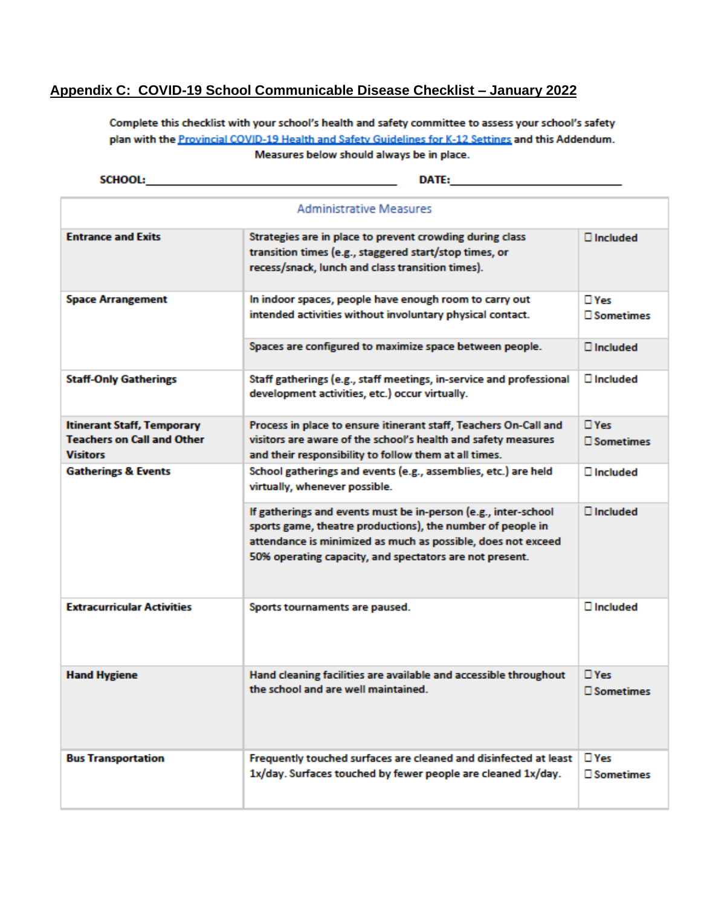## Appendix C: COVID-19 School Communicable Disease Checklist – January 2022

Complete this checklist with your school's health and safety committee to assess your school's safety plan with the Provincial COVID-19 Health and Safety Guidelines for K-12 Settings and this Addendum. Measures below should always be in place.

**SCHOOL:**\_\_\_\_\_\_\_\_\_\_\_\_\_\_\_\_\_\_\_\_\_\_\_\_\_\_\_\_\_\_\_\_\_\_\_\_\_\_\_\_ **DATE:**\_\_\_\_\_\_\_\_\_\_\_\_\_\_\_\_\_\_\_\_\_\_\_\_\_\_\_

| Administrative Measures | | |
|---|---|---|
| **Entrance and Exits** | Strategies are in place to prevent crowding during class transition times (e.g., staggered start/stop times, or recess/snack, lunch and class transition times). | ☐ Included |
| **Space Arrangement** | In indoor spaces, people have enough room to carry out intended activities without involuntary physical contact. | ☐ Yes<br>☐ Sometimes |
| | Spaces are configured to maximize space between people. | ☐ Included |
| **Staff-Only Gatherings** | Staff gatherings (e.g., staff meetings, in-service and professional development activities, etc.) occur virtually. | ☐ Included |
| **Itinerant Staff, Temporary Teachers on Call and Other Visitors** | Process in place to ensure itinerant staff, Teachers On-Call and visitors are aware of the school's health and safety measures and their responsibility to follow them at all times. | ☐ Yes<br>☐ Sometimes |
| **Gatherings & Events** | School gatherings and events (e.g., assemblies, etc.) are held virtually, whenever possible. | ☐ Included |
| | If gatherings and events must be in-person (e.g., inter-school sports game, theatre productions), the number of people in attendance is minimized as much as possible, does not exceed 50% operating capacity, and spectators are not present. | ☐ Included |
| **Extracurricular Activities** | Sports tournaments are paused. | ☐ Included |
| **Hand Hygiene** | Hand cleaning facilities are available and accessible throughout the school and are well maintained. | ☐ Yes<br>☐ Sometimes |
| **Bus Transportation** | Frequently touched surfaces are cleaned and disinfected at least 1x/day. Surfaces touched by fewer people are cleaned 1x/day. | ☐ Yes<br>☐ Sometimes |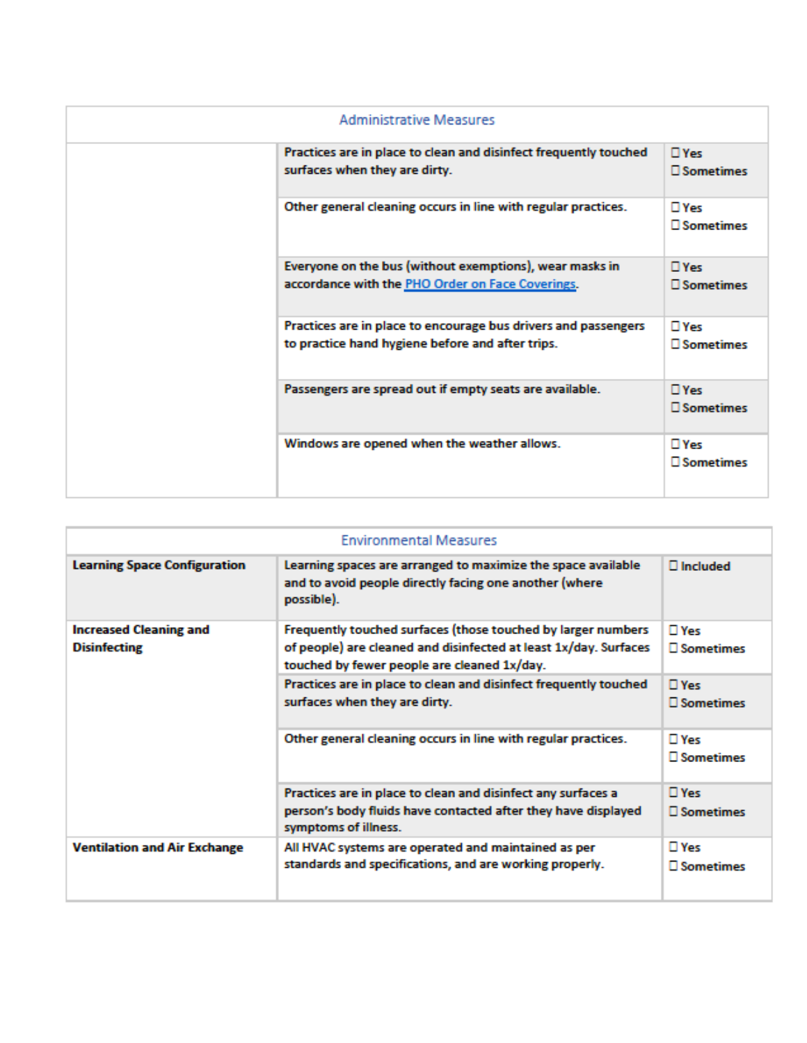| Administrative Measures | | |
|---|---|---|
| | Practices are in place to clean and disinfect frequently touched surfaces when they are dirty. | ☐ Yes<br>☐ Sometimes |
| | Other general cleaning occurs in line with regular practices. | ☐ Yes<br>☐ Sometimes |
| | Everyone on the bus (without exemptions), wear masks in accordance with the [PHO Order on Face Coverings](). | ☐ Yes<br>☐ Sometimes |
| | Practices are in place to encourage bus drivers and passengers to practice hand hygiene before and after trips. | ☐ Yes<br>☐ Sometimes |
| | Passengers are spread out if empty seats are available. | ☐ Yes<br>☐ Sometimes |
| | Windows are opened when the weather allows. | ☐ Yes<br>☐ Sometimes |

| Environmental Measures | | |
|---|---|---|
| **Learning Space Configuration** | Learning spaces are arranged to maximize the space available and to avoid people directly facing one another (where possible). | ☐ Included |
| **Increased Cleaning and Disinfecting** | Frequently touched surfaces (those touched by larger numbers of people) are cleaned and disinfected at least 1x/day. Surfaces touched by fewer people are cleaned 1x/day. | ☐ Yes<br>☐ Sometimes |
| | Practices are in place to clean and disinfect frequently touched surfaces when they are dirty. | ☐ Yes<br>☐ Sometimes |
| | Other general cleaning occurs in line with regular practices. | ☐ Yes<br>☐ Sometimes |
| | Practices are in place to clean and disinfect any surfaces a person's body fluids have contacted after they have displayed symptoms of illness. | ☐ Yes<br>☐ Sometimes |
| **Ventilation and Air Exchange** | All HVAC systems are operated and maintained as per standards and specifications, and are working properly. | ☐ Yes<br>☐ Sometimes |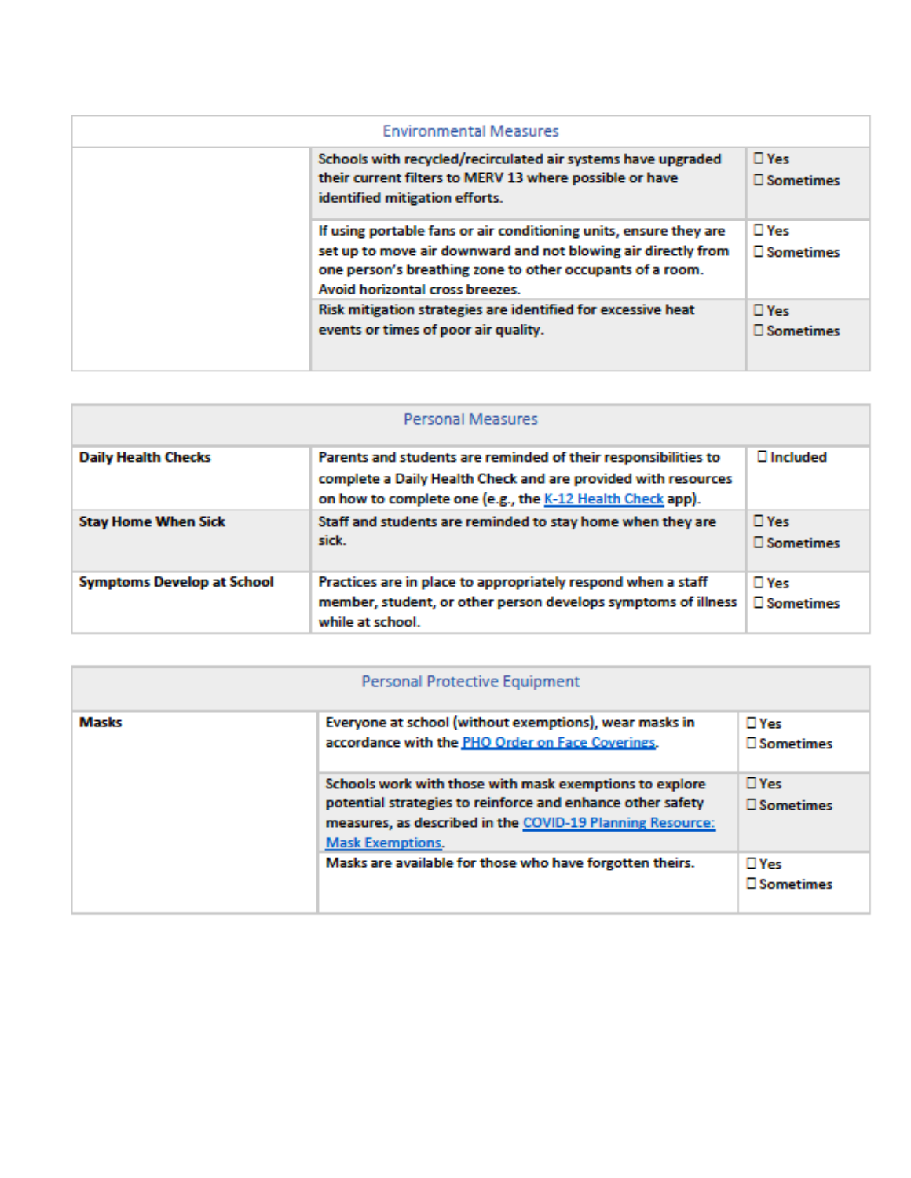| Environmental Measures | | |
|---|---|---|
| | Schools with recycled/recirculated air systems have upgraded their current filters to MERV 13 where possible or have identified mitigation efforts. | ☐ Yes<br>☐ Sometimes |
| | If using portable fans or air conditioning units, ensure they are set up to move air downward and not blowing air directly from one person's breathing zone to other occupants of a room. Avoid horizontal cross breezes. | ☐ Yes<br>☐ Sometimes |
| | Risk mitigation strategies are identified for excessive heat events or times of poor air quality. | ☐ Yes<br>☐ Sometimes |

| Personal Measures | | |
|---|---|---|
| **Daily Health Checks** | Parents and students are reminded of their responsibilities to complete a Daily Health Check and are provided with resources on how to complete one (e.g., the K-12 Health Check app). | ☐ Included |
| **Stay Home When Sick** | Staff and students are reminded to stay home when they are sick. | ☐ Yes<br>☐ Sometimes |
| **Symptoms Develop at School** | Practices are in place to appropriately respond when a staff member, student, or other person develops symptoms of illness while at school. | ☐ Yes<br>☐ Sometimes |

| Personal Protective Equipment | | |
|---|---|---|
| **Masks** | Everyone at school (without exemptions), wear masks in accordance with the PHO Order on Face Coverings. | ☐ Yes<br>☐ Sometimes |
| | Schools work with those with mask exemptions to explore potential strategies to reinforce and enhance other safety measures, as described in the COVID-19 Planning Resource: Mask Exemptions. | ☐ Yes<br>☐ Sometimes |
| | Masks are available for those who have forgotten theirs. | ☐ Yes<br>☐ Sometimes |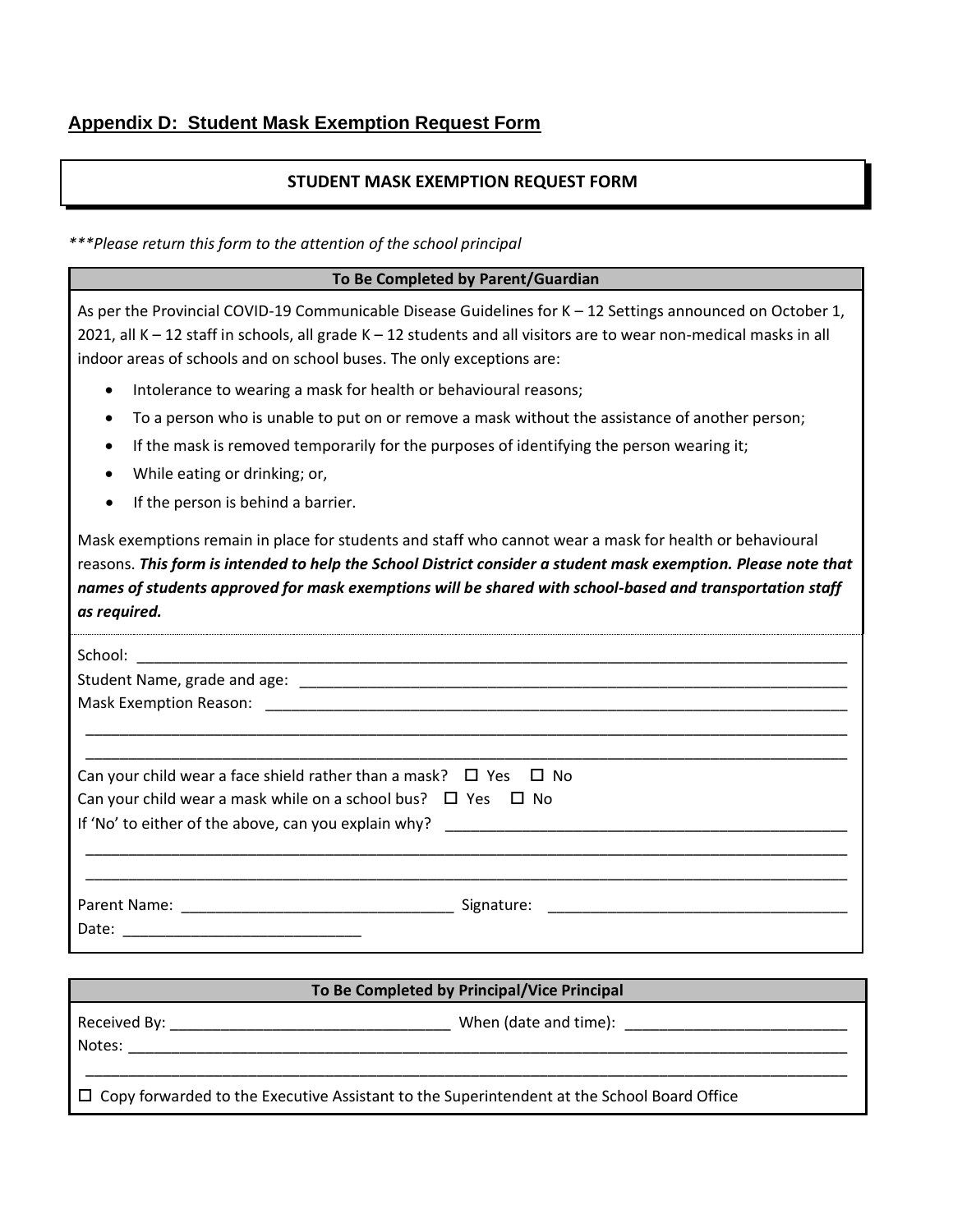## Appendix D: Student Mask Exemption Request Form

**STUDENT MASK EXEMPTION REQUEST FORM**

*\*\*\*Please return this form to the attention of the school principal*

**To Be Completed by Parent/Guardian**

As per the Provincial COVID-19 Communicable Disease Guidelines for K – 12 Settings announced on October 1, 2021, all K – 12 staff in schools, all grade K – 12 students and all visitors are to wear non-medical masks in all indoor areas of schools and on school buses. The only exceptions are:

- Intolerance to wearing a mask for health or behavioural reasons;
- To a person who is unable to put on or remove a mask without the assistance of another person;
- If the mask is removed temporarily for the purposes of identifying the person wearing it;
- While eating or drinking; or,
- If the person is behind a barrier.

Mask exemptions remain in place for students and staff who cannot wear a mask for health or behavioural reasons. ***This form is intended to help the School District consider a student mask exemption. Please note that names of students approved for mask exemptions will be shared with school-based and transportation staff as required.***

School: ______________________________________________

Student Name, grade and age: ______________________________________________

Mask Exemption Reason: ______________________________________________

______________________________________________

______________________________________________

Can your child wear a face shield rather than a mask? ☐ Yes ☐ No

Can your child wear a mask while on a school bus? ☐ Yes ☐ No

If 'No' to either of the above, can you explain why? ______________________________________________

______________________________________________

______________________________________________

Parent Name: ______________________ Signature: ______________________

Date: ______________________

**To Be Completed by Principal/Vice Principal**

Received By: ______________________ When (date and time): ______________________

Notes: ______________________________________________

______________________________________________

☐ Copy forwarded to the Executive Assistant to the Superintendent at the School Board Office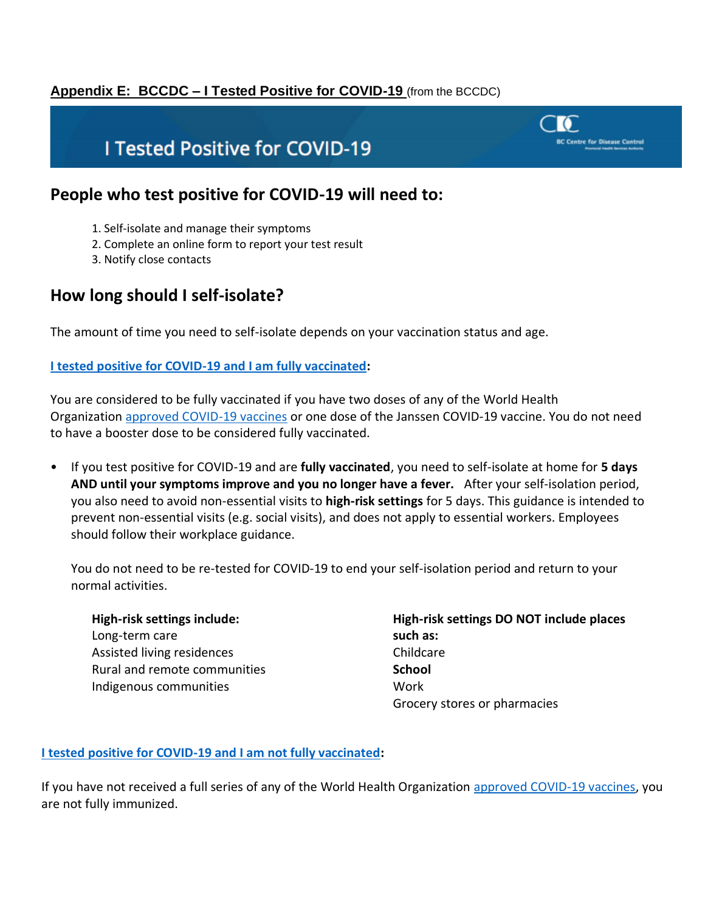**Appendix E: BCCDC – I Tested Positive for COVID-19** (from the BCCDC)

# I Tested Positive for COVID-19

## People who test positive for COVID-19 will need to:

1. Self-isolate and manage their symptoms
2. Complete an online form to report your test result
3. Notify close contacts

## How long should I self-isolate?

The amount of time you need to self-isolate depends on your vaccination status and age.

**I tested positive for COVID-19 and I am fully vaccinated:**

You are considered to be fully vaccinated if you have two doses of any of the World Health Organization approved COVID-19 vaccines or one dose of the Janssen COVID-19 vaccine. You do not need to have a booster dose to be considered fully vaccinated.

- If you test positive for COVID-19 and are **fully vaccinated**, you need to self-isolate at home for **5 days AND until your symptoms improve and you no longer have a fever.** After your self-isolation period, you also need to avoid non-essential visits to **high-risk settings** for 5 days. This guidance is intended to prevent non-essential visits (e.g. social visits), and does not apply to essential workers. Employees should follow their workplace guidance.

  You do not need to be re-tested for COVID-19 to end your self-isolation period and return to your normal activities.

| **High-risk settings include:** | **High-risk settings DO NOT include places such as:** |
|---|---|
| Long-term care | Childcare |
| Assisted living residences | **School** |
| Rural and remote communities | Work |
| Indigenous communities | Grocery stores or pharmacies |

**I tested positive for COVID-19 and I am not fully vaccinated:**

If you have not received a full series of any of the World Health Organization approved COVID-19 vaccines, you are not fully immunized.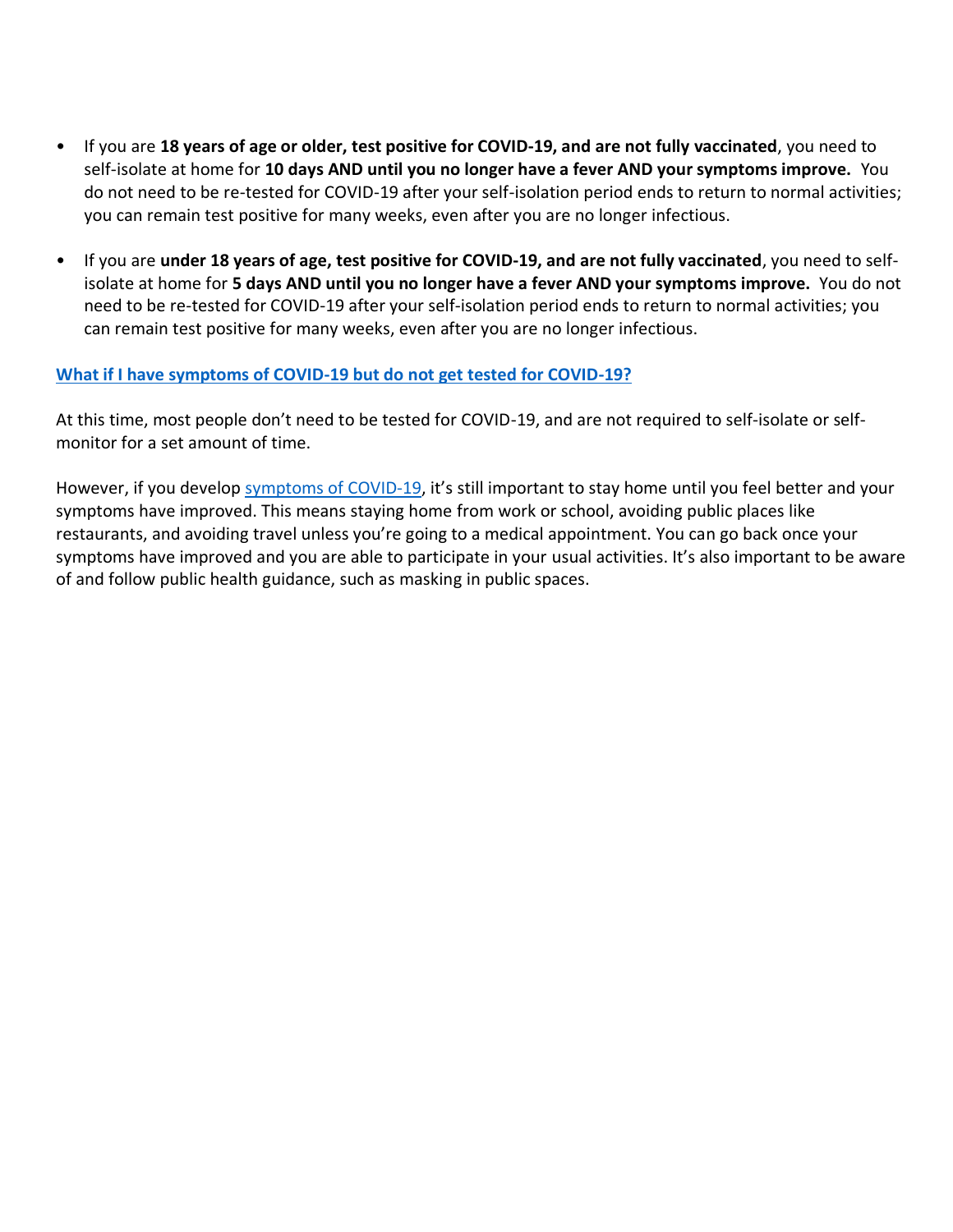- If you are **18 years of age or older, test positive for COVID-19, and are not fully vaccinated**, you need to self-isolate at home for **10 days AND until you no longer have a fever AND your symptoms improve.** You do not need to be re-tested for COVID-19 after your self-isolation period ends to return to normal activities; you can remain test positive for many weeks, even after you are no longer infectious.

- If you are **under 18 years of age, test positive for COVID-19, and are not fully vaccinated**, you need to self-isolate at home for **5 days AND until you no longer have a fever AND your symptoms improve.** You do not need to be re-tested for COVID-19 after your self-isolation period ends to return to normal activities; you can remain test positive for many weeks, even after you are no longer infectious.

### What if I have symptoms of COVID-19 but do not get tested for COVID-19?

At this time, most people don't need to be tested for COVID-19, and are not required to self-isolate or self-monitor for a set amount of time.

However, if you develop symptoms of COVID-19, it's still important to stay home until you feel better and your symptoms have improved. This means staying home from work or school, avoiding public places like restaurants, and avoiding travel unless you're going to a medical appointment. You can go back once your symptoms have improved and you are able to participate in your usual activities. It's also important to be aware of and follow public health guidance, such as masking in public spaces.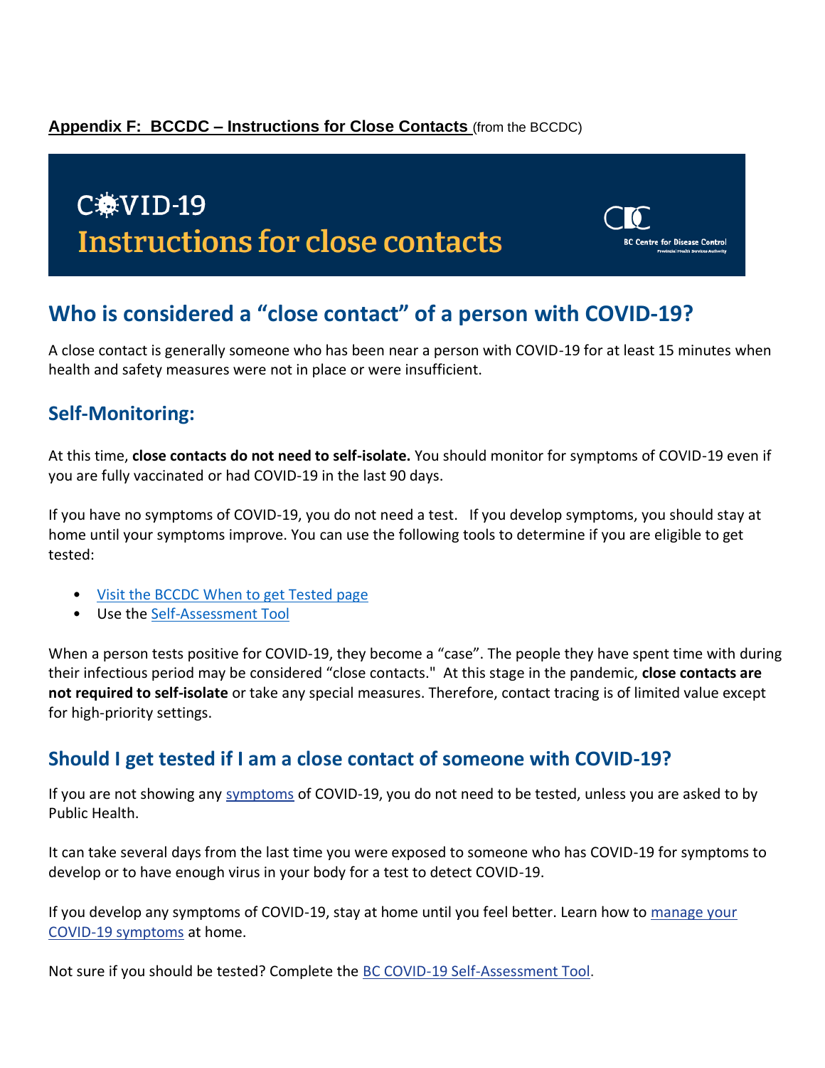**Appendix F: BCCDC – Instructions for Close Contacts** (from the BCCDC)

# COVID-19
# Instructions for close contacts

BC Centre for Disease Control
Provincial Health Services Authority

## Who is considered a "close contact" of a person with COVID-19?

A close contact is generally someone who has been near a person with COVID-19 for at least 15 minutes when health and safety measures were not in place or were insufficient.

### Self-Monitoring:

At this time, **close contacts do not need to self-isolate.** You should monitor for symptoms of COVID-19 even if you are fully vaccinated or had COVID-19 in the last 90 days.

If you have no symptoms of COVID-19, you do not need a test. If you develop symptoms, you should stay at home until your symptoms improve. You can use the following tools to determine if you are eligible to get tested:

- Visit the BCCDC When to get Tested page
- Use the Self-Assessment Tool

When a person tests positive for COVID-19, they become a "case". The people they have spent time with during their infectious period may be considered "close contacts." At this stage in the pandemic, **close contacts are not required to self-isolate** or take any special measures. Therefore, contact tracing is of limited value except for high-priority settings.

### Should I get tested if I am a close contact of someone with COVID-19?

If you are not showing any symptoms of COVID-19, you do not need to be tested, unless you are asked to by Public Health.

It can take several days from the last time you were exposed to someone who has COVID-19 for symptoms to develop or to have enough virus in your body for a test to detect COVID-19.

If you develop any symptoms of COVID-19, stay at home until you feel better. Learn how to manage your COVID-19 symptoms at home.

Not sure if you should be tested? Complete the BC COVID-19 Self-Assessment Tool.